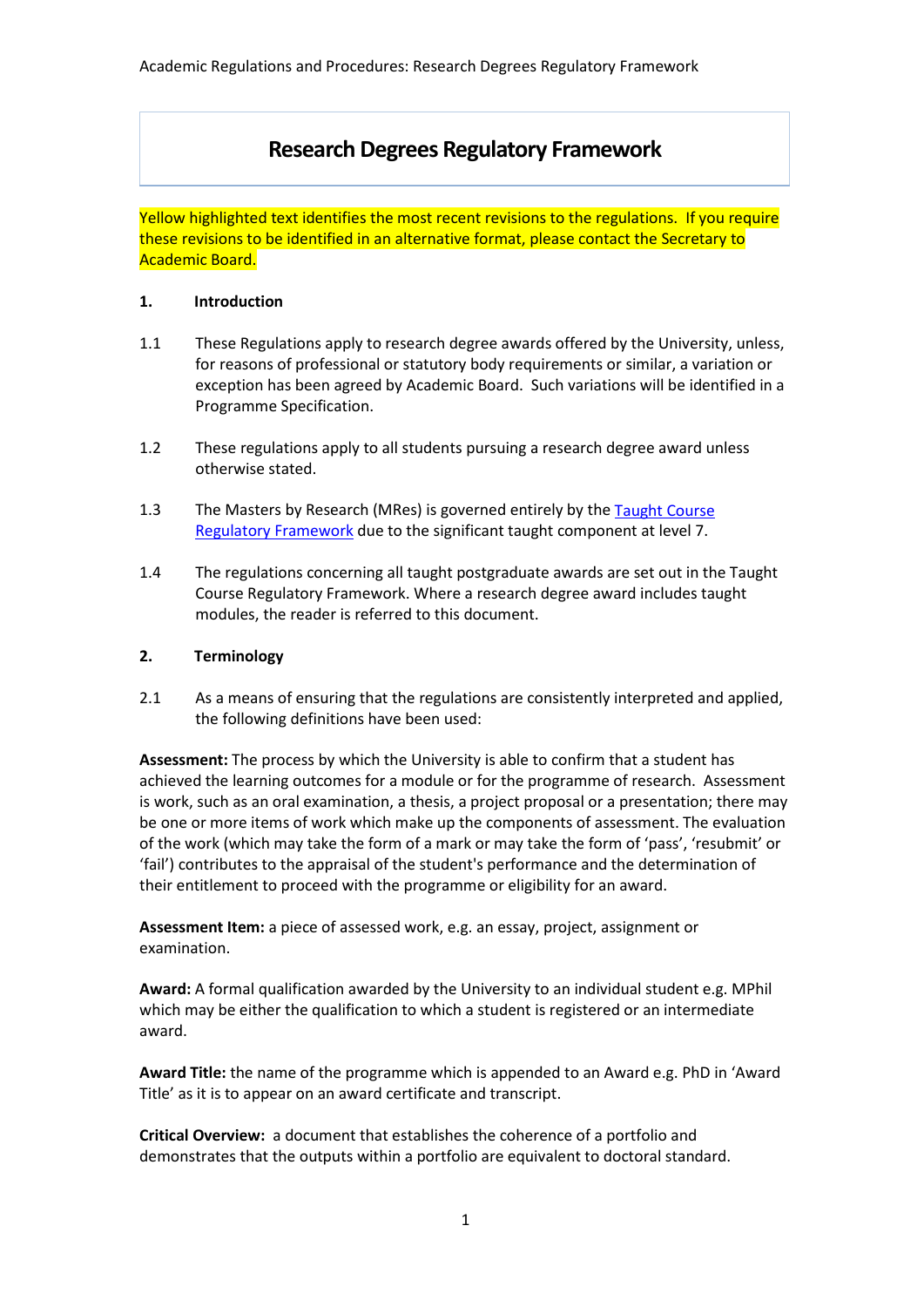# Research Degrees Regulatory Framework

Yellow highlighted text identifies the most recent revisions to the regulations. If you require these revisions to be identified in an alternative format, please contact the Secretary to Academic Board.

## 1. Introduction

1.1 These Regulations apply to research degree awards offered by the University, unless, for reasons of professional or statutory body requirements or similar, a variation or exception has been agreed by Academic Board. Such variations will be identified in a Programme Specification.

1.2 These regulations apply to all students pursuing a research degree award unless otherwise stated.

1.3 The Masters by Research (MRes) is governed entirely by the Taught Course Regulatory Framework due to the significant taught component at level 7.

1.4 The regulations concerning all taught postgraduate awards are set out in the Taught Course Regulatory Framework. Where a research degree award includes taught modules, the reader is referred to this document.

## 2. Terminology

2.1 As a means of ensuring that the regulations are consistently interpreted and applied, the following definitions have been used:

**Assessment:** The process by which the University is able to confirm that a student has achieved the learning outcomes for a module or for the programme of research. Assessment is work, such as an oral examination, a thesis, a project proposal or a presentation; there may be one or more items of work which make up the components of assessment. The evaluation of the work (which may take the form of a mark or may take the form of 'pass', 'resubmit' or 'fail') contributes to the appraisal of the student's performance and the determination of their entitlement to proceed with the programme or eligibility for an award.

**Assessment Item:** a piece of assessed work, e.g. an essay, project, assignment or examination.

**Award:** A formal qualification awarded by the University to an individual student e.g. MPhil which may be either the qualification to which a student is registered or an intermediate award.

**Award Title:** the name of the programme which is appended to an Award e.g. PhD in 'Award Title' as it is to appear on an award certificate and transcript.

**Critical Overview:** a document that establishes the coherence of a portfolio and demonstrates that the outputs within a portfolio are equivalent to doctoral standard.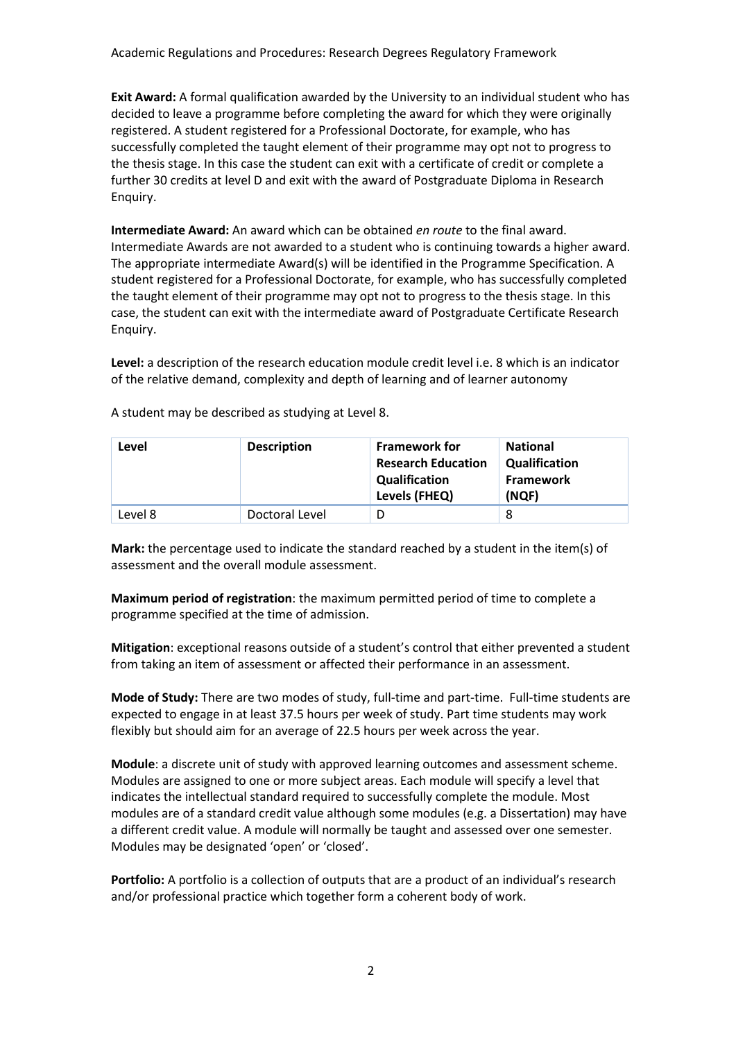**Exit Award:** A formal qualification awarded by the University to an individual student who has decided to leave a programme before completing the award for which they were originally registered. A student registered for a Professional Doctorate, for example, who has successfully completed the taught element of their programme may opt not to progress to the thesis stage. In this case the student can exit with a certificate of credit or complete a further 30 credits at level D and exit with the award of Postgraduate Diploma in Research Enquiry.

**Intermediate Award:** An award which can be obtained *en route* to the final award. Intermediate Awards are not awarded to a student who is continuing towards a higher award. The appropriate intermediate Award(s) will be identified in the Programme Specification. A student registered for a Professional Doctorate, for example, who has successfully completed the taught element of their programme may opt not to progress to the thesis stage. In this case, the student can exit with the intermediate award of Postgraduate Certificate Research Enquiry.

**Level:** a description of the research education module credit level i.e. 8 which is an indicator of the relative demand, complexity and depth of learning and of learner autonomy

A student may be described as studying at Level 8.

| Level | Description | Framework for Research Education Qualification Levels (FHEQ) | National Qualification Framework (NQF) |
|---|---|---|---|
| Level 8 | Doctoral Level | D | 8 |

**Mark:** the percentage used to indicate the standard reached by a student in the item(s) of assessment and the overall module assessment.

**Maximum period of registration**: the maximum permitted period of time to complete a programme specified at the time of admission.

**Mitigation**: exceptional reasons outside of a student's control that either prevented a student from taking an item of assessment or affected their performance in an assessment.

**Mode of Study:** There are two modes of study, full-time and part-time. Full-time students are expected to engage in at least 37.5 hours per week of study. Part time students may work flexibly but should aim for an average of 22.5 hours per week across the year.

**Module**: a discrete unit of study with approved learning outcomes and assessment scheme. Modules are assigned to one or more subject areas. Each module will specify a level that indicates the intellectual standard required to successfully complete the module. Most modules are of a standard credit value although some modules (e.g. a Dissertation) may have a different credit value. A module will normally be taught and assessed over one semester. Modules may be designated 'open' or 'closed'.

**Portfolio:** A portfolio is a collection of outputs that are a product of an individual's research and/or professional practice which together form a coherent body of work.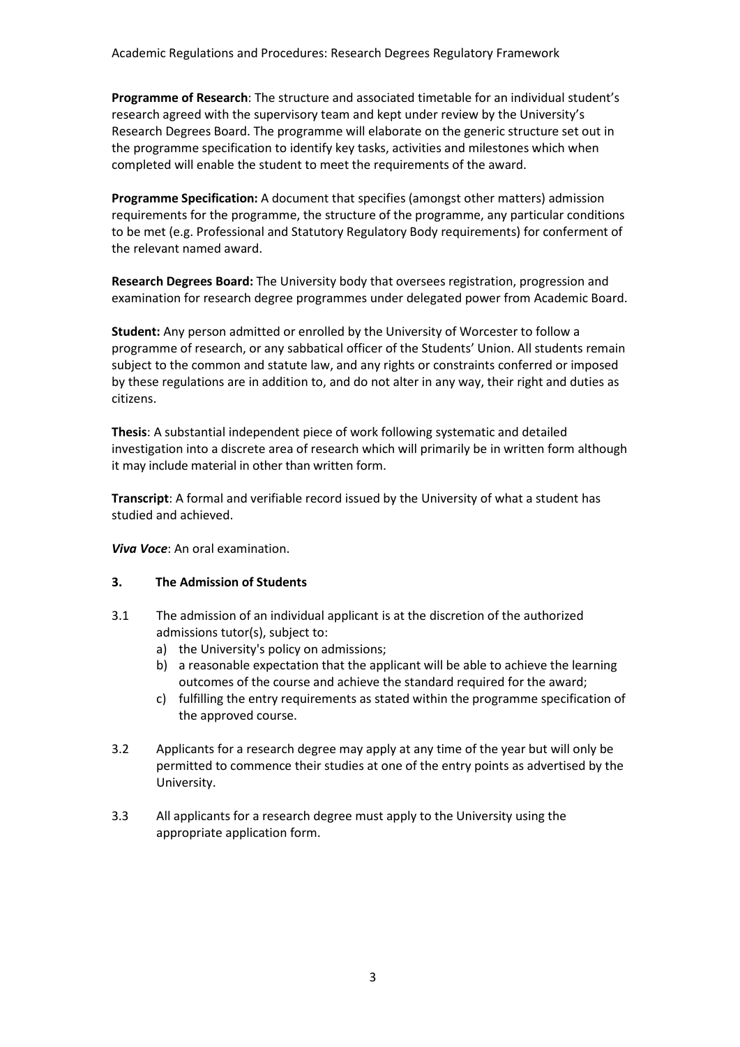**Programme of Research**: The structure and associated timetable for an individual student's research agreed with the supervisory team and kept under review by the University's Research Degrees Board. The programme will elaborate on the generic structure set out in the programme specification to identify key tasks, activities and milestones which when completed will enable the student to meet the requirements of the award.

**Programme Specification:** A document that specifies (amongst other matters) admission requirements for the programme, the structure of the programme, any particular conditions to be met (e.g. Professional and Statutory Regulatory Body requirements) for conferment of the relevant named award.

**Research Degrees Board:** The University body that oversees registration, progression and examination for research degree programmes under delegated power from Academic Board.

**Student:** Any person admitted or enrolled by the University of Worcester to follow a programme of research, or any sabbatical officer of the Students' Union. All students remain subject to the common and statute law, and any rights or constraints conferred or imposed by these regulations are in addition to, and do not alter in any way, their right and duties as citizens.

**Thesis**: A substantial independent piece of work following systematic and detailed investigation into a discrete area of research which will primarily be in written form although it may include material in other than written form.

**Transcript**: A formal and verifiable record issued by the University of what a student has studied and achieved.

***Viva Voce***: An oral examination.

## 3. The Admission of Students

3.1 The admission of an individual applicant is at the discretion of the authorized admissions tutor(s), subject to:

a) the University's policy on admissions;
b) a reasonable expectation that the applicant will be able to achieve the learning outcomes of the course and achieve the standard required for the award;
c) fulfilling the entry requirements as stated within the programme specification of the approved course.

3.2 Applicants for a research degree may apply at any time of the year but will only be permitted to commence their studies at one of the entry points as advertised by the University.

3.3 All applicants for a research degree must apply to the University using the appropriate application form.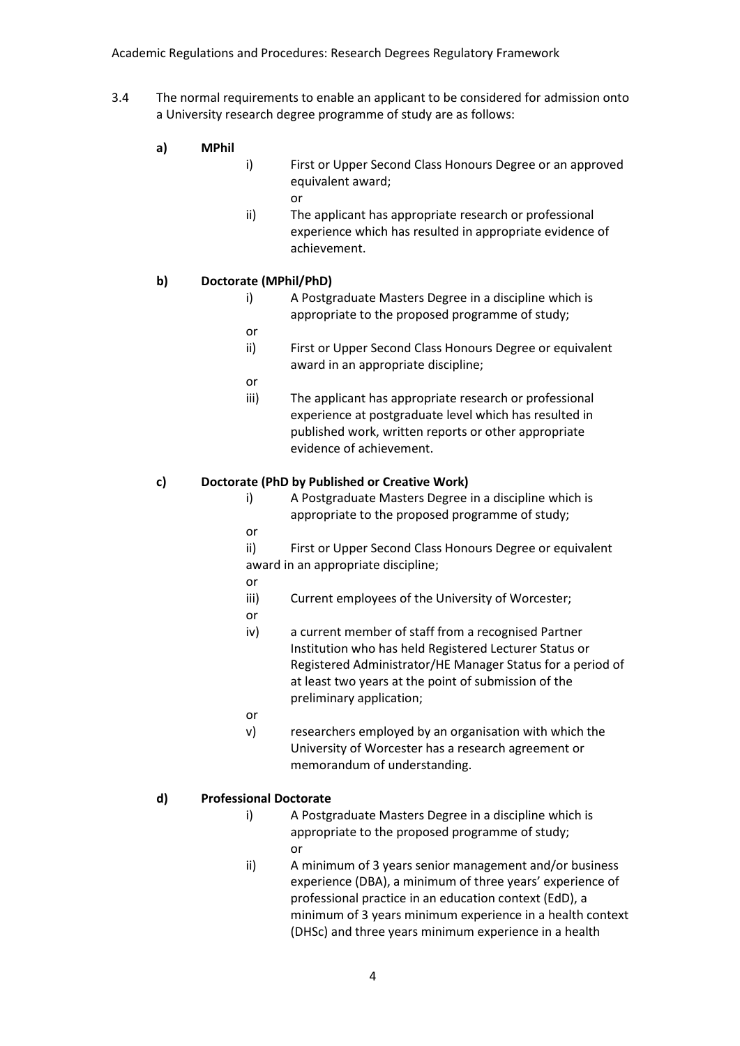3.4 The normal requirements to enable an applicant to be considered for admission onto a University research degree programme of study are as follows:

**a) MPhil**

i) First or Upper Second Class Honours Degree or an approved equivalent award;

or

ii) The applicant has appropriate research or professional experience which has resulted in appropriate evidence of achievement.

**b) Doctorate (MPhil/PhD)**

i) A Postgraduate Masters Degree in a discipline which is appropriate to the proposed programme of study;

or

ii) First or Upper Second Class Honours Degree or equivalent award in an appropriate discipline;

or

iii) The applicant has appropriate research or professional experience at postgraduate level which has resulted in published work, written reports or other appropriate evidence of achievement.

**c) Doctorate (PhD by Published or Creative Work)**

i) A Postgraduate Masters Degree in a discipline which is appropriate to the proposed programme of study;

or

ii) First or Upper Second Class Honours Degree or equivalent award in an appropriate discipline;

or

iii) Current employees of the University of Worcester;

or

iv) a current member of staff from a recognised Partner Institution who has held Registered Lecturer Status or Registered Administrator/HE Manager Status for a period of at least two years at the point of submission of the preliminary application;

or

v) researchers employed by an organisation with which the University of Worcester has a research agreement or memorandum of understanding.

**d) Professional Doctorate**

i) A Postgraduate Masters Degree in a discipline which is appropriate to the proposed programme of study;

or

ii) A minimum of 3 years senior management and/or business experience (DBA), a minimum of three years' experience of professional practice in an education context (EdD), a minimum of 3 years minimum experience in a health context (DHSc) and three years minimum experience in a health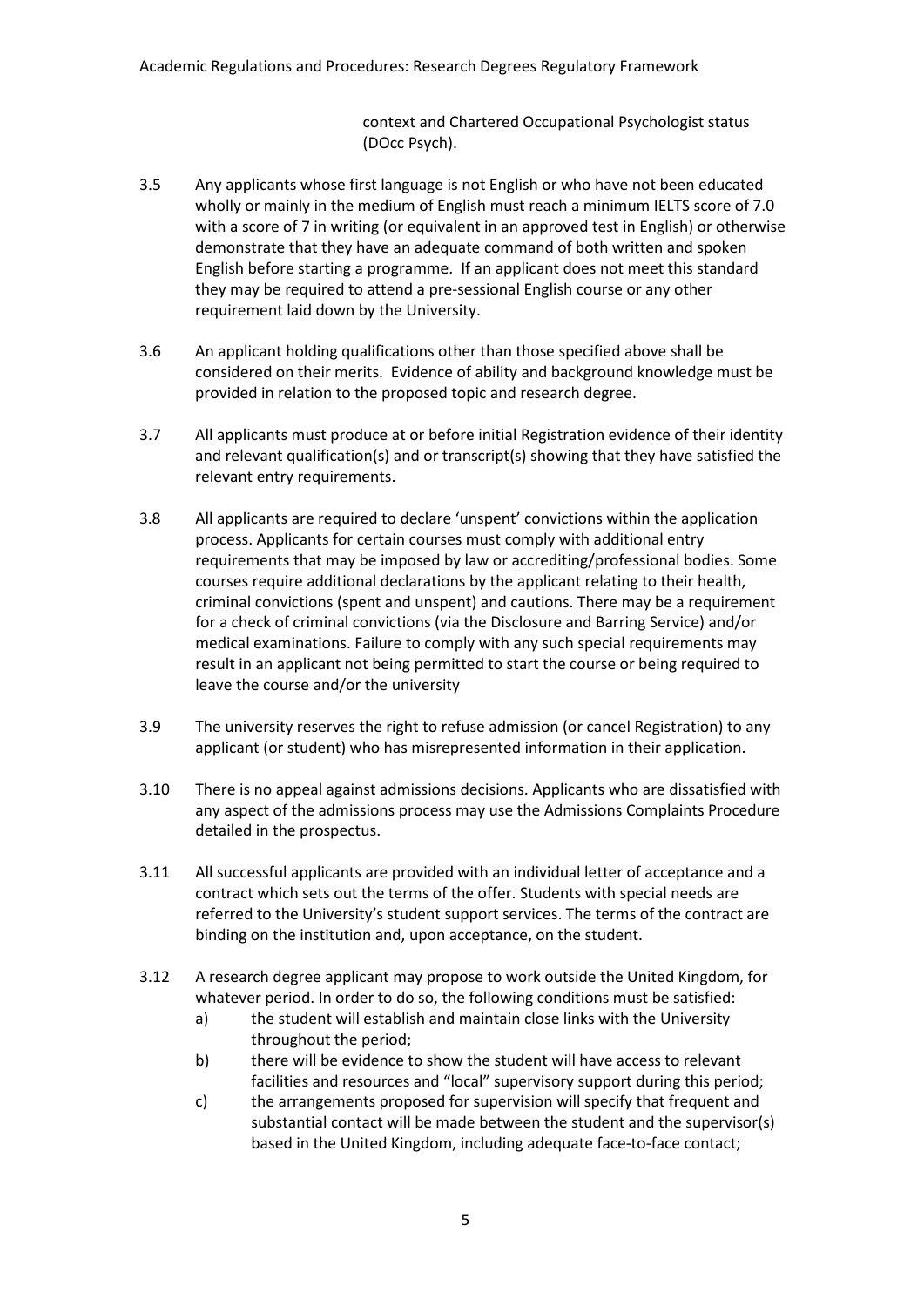context and Chartered Occupational Psychologist status (DOcc Psych).

3.5 Any applicants whose first language is not English or who have not been educated wholly or mainly in the medium of English must reach a minimum IELTS score of 7.0 with a score of 7 in writing (or equivalent in an approved test in English) or otherwise demonstrate that they have an adequate command of both written and spoken English before starting a programme. If an applicant does not meet this standard they may be required to attend a pre-sessional English course or any other requirement laid down by the University.

3.6 An applicant holding qualifications other than those specified above shall be considered on their merits. Evidence of ability and background knowledge must be provided in relation to the proposed topic and research degree.

3.7 All applicants must produce at or before initial Registration evidence of their identity and relevant qualification(s) and or transcript(s) showing that they have satisfied the relevant entry requirements.

3.8 All applicants are required to declare 'unspent' convictions within the application process. Applicants for certain courses must comply with additional entry requirements that may be imposed by law or accrediting/professional bodies. Some courses require additional declarations by the applicant relating to their health, criminal convictions (spent and unspent) and cautions. There may be a requirement for a check of criminal convictions (via the Disclosure and Barring Service) and/or medical examinations. Failure to comply with any such special requirements may result in an applicant not being permitted to start the course or being required to leave the course and/or the university

3.9 The university reserves the right to refuse admission (or cancel Registration) to any applicant (or student) who has misrepresented information in their application.

3.10 There is no appeal against admissions decisions. Applicants who are dissatisfied with any aspect of the admissions process may use the Admissions Complaints Procedure detailed in the prospectus.

3.11 All successful applicants are provided with an individual letter of acceptance and a contract which sets out the terms of the offer. Students with special needs are referred to the University's student support services. The terms of the contract are binding on the institution and, upon acceptance, on the student.

3.12 A research degree applicant may propose to work outside the United Kingdom, for whatever period. In order to do so, the following conditions must be satisfied:

a) the student will establish and maintain close links with the University throughout the period;

b) there will be evidence to show the student will have access to relevant facilities and resources and "local" supervisory support during this period;

c) the arrangements proposed for supervision will specify that frequent and substantial contact will be made between the student and the supervisor(s) based in the United Kingdom, including adequate face-to-face contact;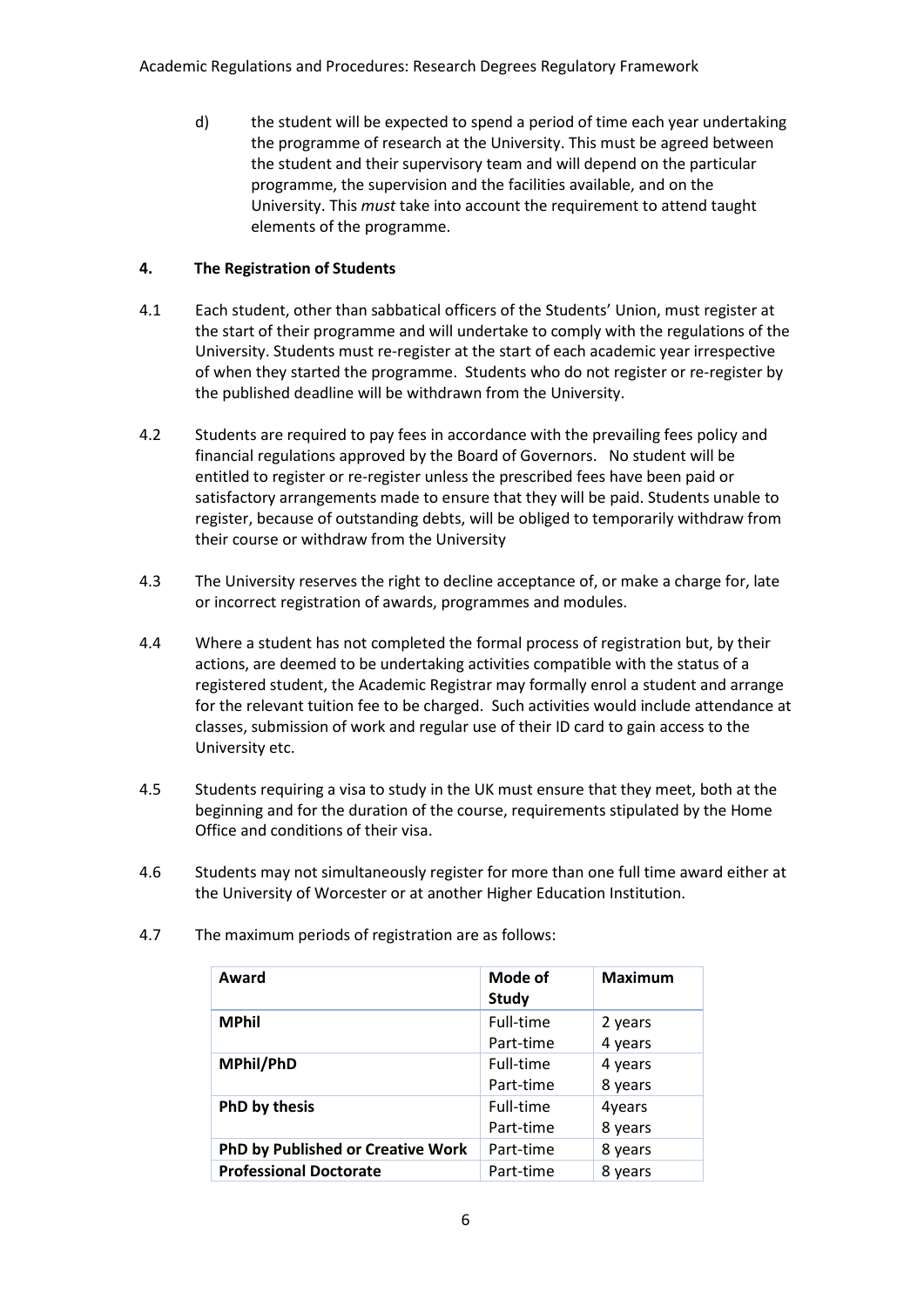d) the student will be expected to spend a period of time each year undertaking the programme of research at the University. This must be agreed between the student and their supervisory team and will depend on the particular programme, the supervision and the facilities available, and on the University. This *must* take into account the requirement to attend taught elements of the programme.

## 4. The Registration of Students

4.1 Each student, other than sabbatical officers of the Students' Union, must register at the start of their programme and will undertake to comply with the regulations of the University. Students must re-register at the start of each academic year irrespective of when they started the programme. Students who do not register or re-register by the published deadline will be withdrawn from the University.

4.2 Students are required to pay fees in accordance with the prevailing fees policy and financial regulations approved by the Board of Governors. No student will be entitled to register or re-register unless the prescribed fees have been paid or satisfactory arrangements made to ensure that they will be paid. Students unable to register, because of outstanding debts, will be obliged to temporarily withdraw from their course or withdraw from the University

4.3 The University reserves the right to decline acceptance of, or make a charge for, late or incorrect registration of awards, programmes and modules.

4.4 Where a student has not completed the formal process of registration but, by their actions, are deemed to be undertaking activities compatible with the status of a registered student, the Academic Registrar may formally enrol a student and arrange for the relevant tuition fee to be charged. Such activities would include attendance at classes, submission of work and regular use of their ID card to gain access to the University etc.

4.5 Students requiring a visa to study in the UK must ensure that they meet, both at the beginning and for the duration of the course, requirements stipulated by the Home Office and conditions of their visa.

4.6 Students may not simultaneously register for more than one full time award either at the University of Worcester or at another Higher Education Institution.

4.7 The maximum periods of registration are as follows:

| Award | Mode of Study | Maximum |
|---|---|---|
| **MPhil** | Full-time<br>Part-time | 2 years<br>4 years |
| **MPhil/PhD** | Full-time<br>Part-time | 4 years<br>8 years |
| **PhD by thesis** | Full-time<br>Part-time | 4years<br>8 years |
| **PhD by Published or Creative Work** | Part-time | 8 years |
| **Professional Doctorate** | Part-time | 8 years |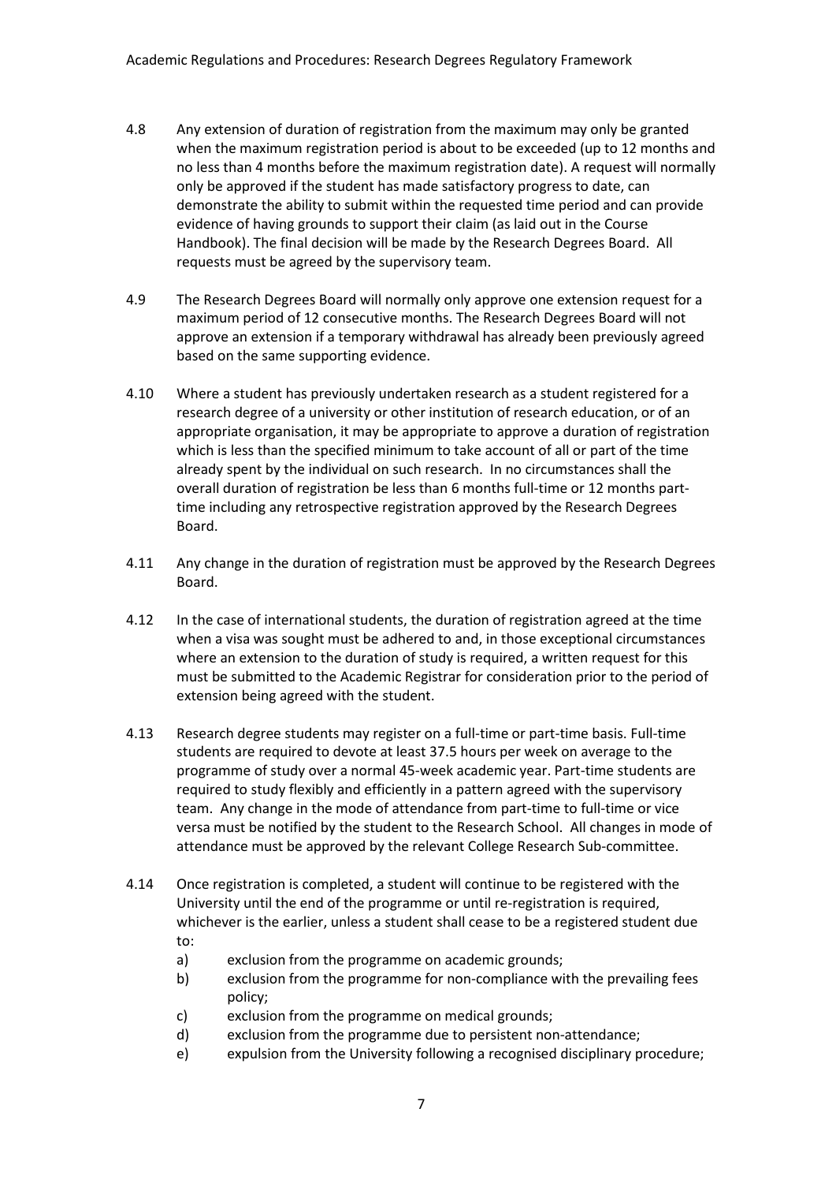4.8 Any extension of duration of registration from the maximum may only be granted when the maximum registration period is about to be exceeded (up to 12 months and no less than 4 months before the maximum registration date). A request will normally only be approved if the student has made satisfactory progress to date, can demonstrate the ability to submit within the requested time period and can provide evidence of having grounds to support their claim (as laid out in the Course Handbook). The final decision will be made by the Research Degrees Board. All requests must be agreed by the supervisory team.

4.9 The Research Degrees Board will normally only approve one extension request for a maximum period of 12 consecutive months. The Research Degrees Board will not approve an extension if a temporary withdrawal has already been previously agreed based on the same supporting evidence.

4.10 Where a student has previously undertaken research as a student registered for a research degree of a university or other institution of research education, or of an appropriate organisation, it may be appropriate to approve a duration of registration which is less than the specified minimum to take account of all or part of the time already spent by the individual on such research. In no circumstances shall the overall duration of registration be less than 6 months full-time or 12 months part-time including any retrospective registration approved by the Research Degrees Board.

4.11 Any change in the duration of registration must be approved by the Research Degrees Board.

4.12 In the case of international students, the duration of registration agreed at the time when a visa was sought must be adhered to and, in those exceptional circumstances where an extension to the duration of study is required, a written request for this must be submitted to the Academic Registrar for consideration prior to the period of extension being agreed with the student.

4.13 Research degree students may register on a full-time or part-time basis. Full-time students are required to devote at least 37.5 hours per week on average to the programme of study over a normal 45-week academic year. Part-time students are required to study flexibly and efficiently in a pattern agreed with the supervisory team. Any change in the mode of attendance from part-time to full-time or vice versa must be notified by the student to the Research School. All changes in mode of attendance must be approved by the relevant College Research Sub-committee.

4.14 Once registration is completed, a student will continue to be registered with the University until the end of the programme or until re-registration is required, whichever is the earlier, unless a student shall cease to be a registered student due to:

a) exclusion from the programme on academic grounds;
b) exclusion from the programme for non-compliance with the prevailing fees policy;
c) exclusion from the programme on medical grounds;
d) exclusion from the programme due to persistent non-attendance;
e) expulsion from the University following a recognised disciplinary procedure;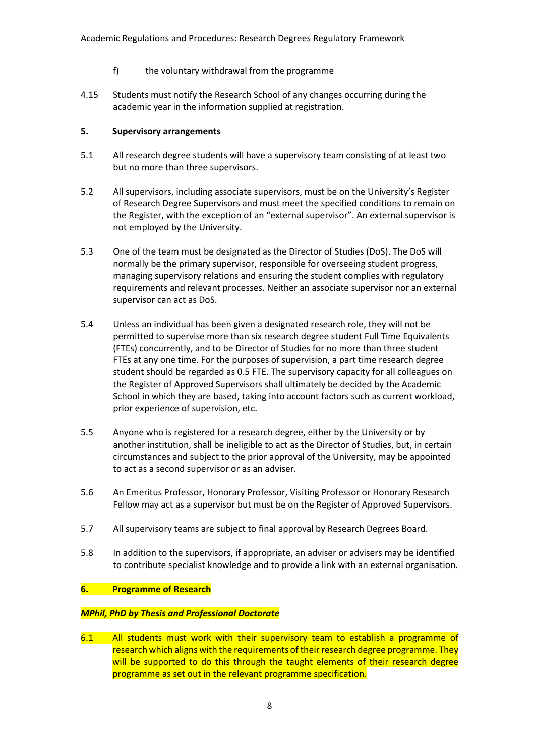f) the voluntary withdrawal from the programme

4.15 Students must notify the Research School of any changes occurring during the academic year in the information supplied at registration.

## 5. Supervisory arrangements

5.1 All research degree students will have a supervisory team consisting of at least two but no more than three supervisors.

5.2 All supervisors, including associate supervisors, must be on the University's Register of Research Degree Supervisors and must meet the specified conditions to remain on the Register, with the exception of an "external supervisor". An external supervisor is not employed by the University.

5.3 One of the team must be designated as the Director of Studies (DoS). The DoS will normally be the primary supervisor, responsible for overseeing student progress, managing supervisory relations and ensuring the student complies with regulatory requirements and relevant processes. Neither an associate supervisor nor an external supervisor can act as DoS.

5.4 Unless an individual has been given a designated research role, they will not be permitted to supervise more than six research degree student Full Time Equivalents (FTEs) concurrently, and to be Director of Studies for no more than three student FTEs at any one time. For the purposes of supervision, a part time research degree student should be regarded as 0.5 FTE. The supervisory capacity for all colleagues on the Register of Approved Supervisors shall ultimately be decided by the Academic School in which they are based, taking into account factors such as current workload, prior experience of supervision, etc.

5.5 Anyone who is registered for a research degree, either by the University or by another institution, shall be ineligible to act as the Director of Studies, but, in certain circumstances and subject to the prior approval of the University, may be appointed to act as a second supervisor or as an adviser.

5.6 An Emeritus Professor, Honorary Professor, Visiting Professor or Honorary Research Fellow may act as a supervisor but must be on the Register of Approved Supervisors.

5.7 All supervisory teams are subject to final approval by Research Degrees Board.

5.8 In addition to the supervisors, if appropriate, an adviser or advisers may be identified to contribute specialist knowledge and to provide a link with an external organisation.

## 6. Programme of Research

***MPhil, PhD by Thesis and Professional Doctorate***

6.1 All students must work with their supervisory team to establish a programme of research which aligns with the requirements of their research degree programme. They will be supported to do this through the taught elements of their research degree programme as set out in the relevant programme specification.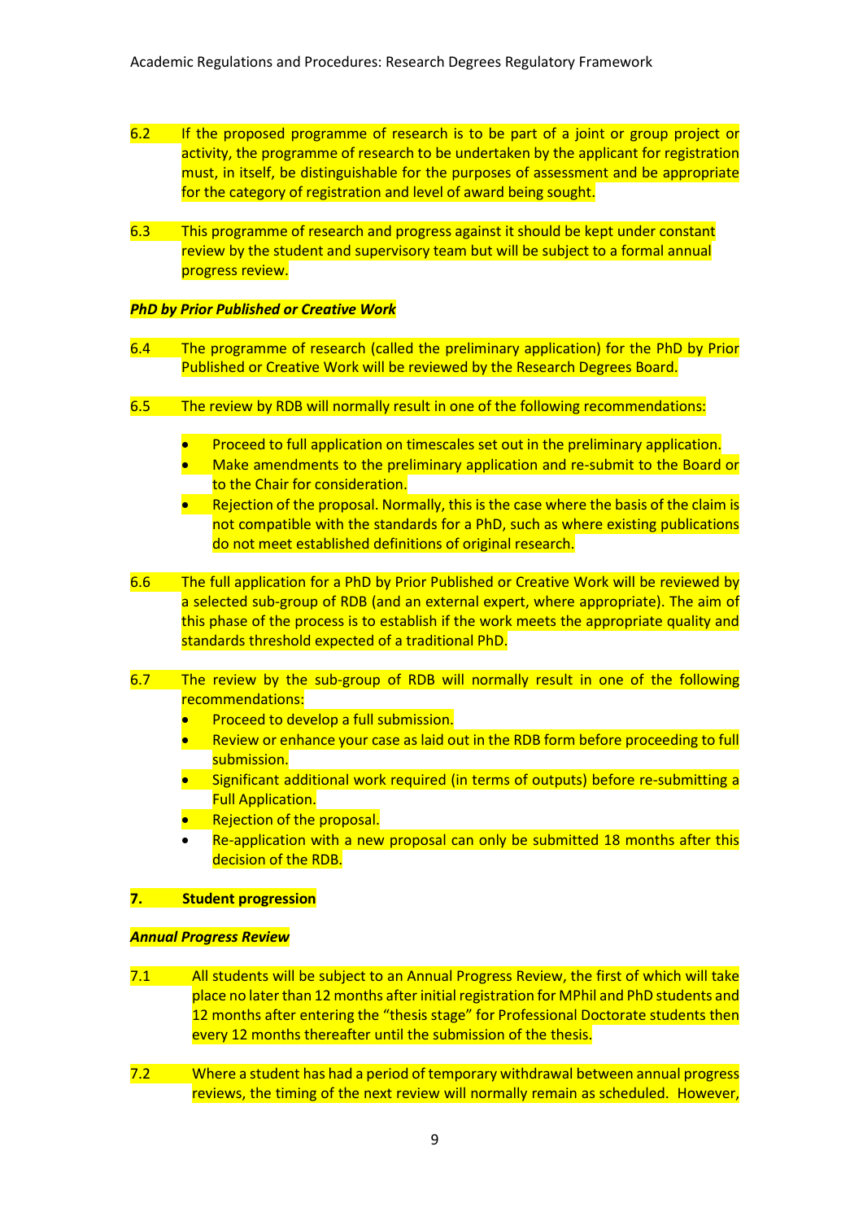6.2 If the proposed programme of research is to be part of a joint or group project or activity, the programme of research to be undertaken by the applicant for registration must, in itself, be distinguishable for the purposes of assessment and be appropriate for the category of registration and level of award being sought.

6.3 This programme of research and progress against it should be kept under constant review by the student and supervisory team but will be subject to a formal annual progress review.

***PhD by Prior Published or Creative Work***

6.4 The programme of research (called the preliminary application) for the PhD by Prior Published or Creative Work will be reviewed by the Research Degrees Board.

6.5 The review by RDB will normally result in one of the following recommendations:

- Proceed to full application on timescales set out in the preliminary application.
- Make amendments to the preliminary application and re-submit to the Board or to the Chair for consideration.
- Rejection of the proposal. Normally, this is the case where the basis of the claim is not compatible with the standards for a PhD, such as where existing publications do not meet established definitions of original research.

6.6 The full application for a PhD by Prior Published or Creative Work will be reviewed by a selected sub-group of RDB (and an external expert, where appropriate). The aim of this phase of the process is to establish if the work meets the appropriate quality and standards threshold expected of a traditional PhD.

6.7 The review by the sub-group of RDB will normally result in one of the following recommendations:

- Proceed to develop a full submission.
- Review or enhance your case as laid out in the RDB form before proceeding to full submission.
- Significant additional work required (in terms of outputs) before re-submitting a Full Application.
- Rejection of the proposal.
- Re-application with a new proposal can only be submitted 18 months after this decision of the RDB.

## 7. Student progression

***Annual Progress Review***

7.1 All students will be subject to an Annual Progress Review, the first of which will take place no later than 12 months after initial registration for MPhil and PhD students and 12 months after entering the "thesis stage" for Professional Doctorate students then every 12 months thereafter until the submission of the thesis.

7.2 Where a student has had a period of temporary withdrawal between annual progress reviews, the timing of the next review will normally remain as scheduled. However,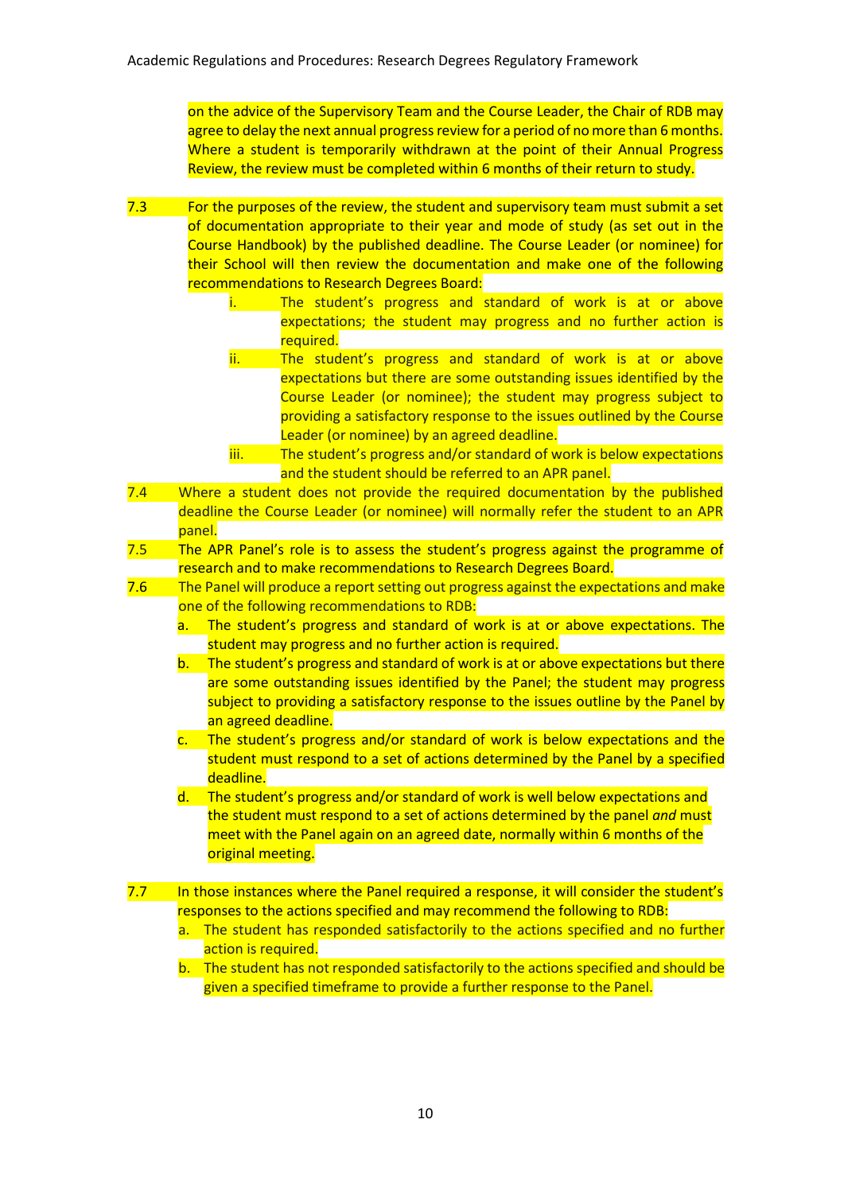on the advice of the Supervisory Team and the Course Leader, the Chair of RDB may agree to delay the next annual progress review for a period of no more than 6 months. Where a student is temporarily withdrawn at the point of their Annual Progress Review, the review must be completed within 6 months of their return to study.

7.3 For the purposes of the review, the student and supervisory team must submit a set of documentation appropriate to their year and mode of study (as set out in the Course Handbook) by the published deadline. The Course Leader (or nominee) for their School will then review the documentation and make one of the following recommendations to Research Degrees Board:

   i. The student's progress and standard of work is at or above expectations; the student may progress and no further action is required.
   ii. The student's progress and standard of work is at or above expectations but there are some outstanding issues identified by the Course Leader (or nominee); the student may progress subject to providing a satisfactory response to the issues outlined by the Course Leader (or nominee) by an agreed deadline.
   iii. The student's progress and/or standard of work is below expectations and the student should be referred to an APR panel.

7.4 Where a student does not provide the required documentation by the published deadline the Course Leader (or nominee) will normally refer the student to an APR panel.

7.5 The APR Panel's role is to assess the student's progress against the programme of research and to make recommendations to Research Degrees Board.

7.6 The Panel will produce a report setting out progress against the expectations and make one of the following recommendations to RDB:

   a. The student's progress and standard of work is at or above expectations. The student may progress and no further action is required.
   b. The student's progress and standard of work is at or above expectations but there are some outstanding issues identified by the Panel; the student may progress subject to providing a satisfactory response to the issues outline by the Panel by an agreed deadline.
   c. The student's progress and/or standard of work is below expectations and the student must respond to a set of actions determined by the Panel by a specified deadline.
   d. The student's progress and/or standard of work is well below expectations and the student must respond to a set of actions determined by the panel *and* must meet with the Panel again on an agreed date, normally within 6 months of the original meeting.

7.7 In those instances where the Panel required a response, it will consider the student's responses to the actions specified and may recommend the following to RDB:

   a. The student has responded satisfactorily to the actions specified and no further action is required.
   b. The student has not responded satisfactorily to the actions specified and should be given a specified timeframe to provide a further response to the Panel.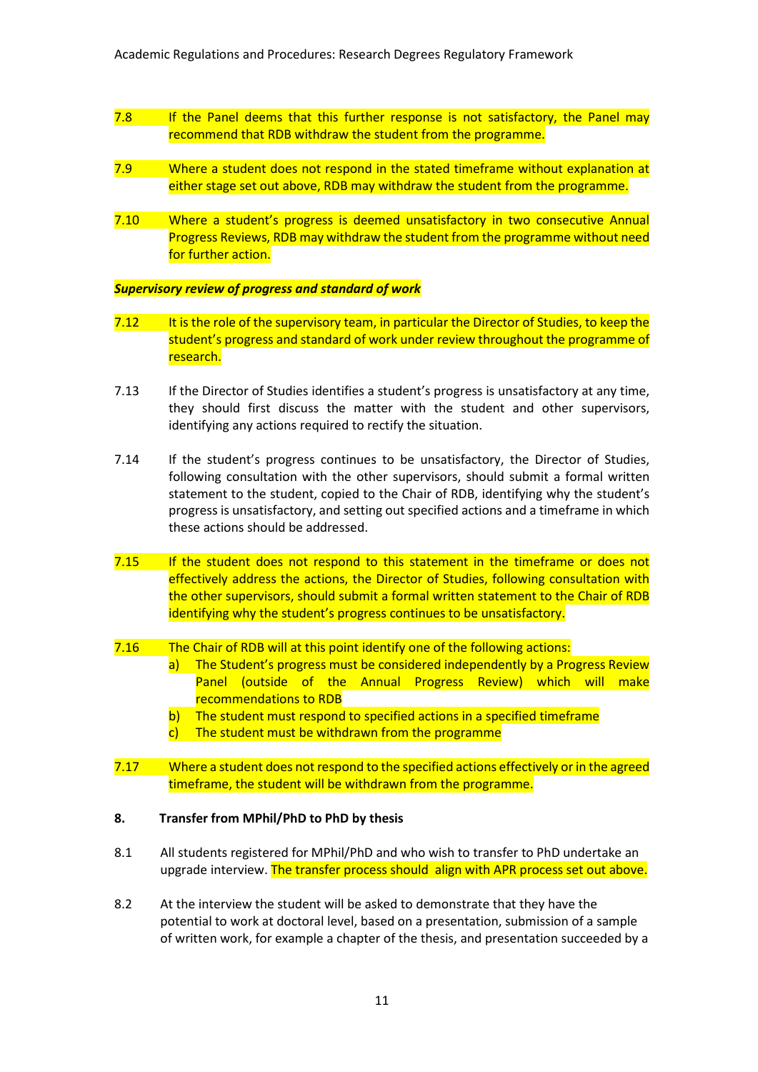7.8 If the Panel deems that this further response is not satisfactory, the Panel may recommend that RDB withdraw the student from the programme.

7.9 Where a student does not respond in the stated timeframe without explanation at either stage set out above, RDB may withdraw the student from the programme.

7.10 Where a student's progress is deemed unsatisfactory in two consecutive Annual Progress Reviews, RDB may withdraw the student from the programme without need for further action.

***Supervisory review of progress and standard of work***

7.12 It is the role of the supervisory team, in particular the Director of Studies, to keep the student's progress and standard of work under review throughout the programme of research.

7.13 If the Director of Studies identifies a student's progress is unsatisfactory at any time, they should first discuss the matter with the student and other supervisors, identifying any actions required to rectify the situation.

7.14 If the student's progress continues to be unsatisfactory, the Director of Studies, following consultation with the other supervisors, should submit a formal written statement to the student, copied to the Chair of RDB, identifying why the student's progress is unsatisfactory, and setting out specified actions and a timeframe in which these actions should be addressed.

7.15 If the student does not respond to this statement in the timeframe or does not effectively address the actions, the Director of Studies, following consultation with the other supervisors, should submit a formal written statement to the Chair of RDB identifying why the student's progress continues to be unsatisfactory.

7.16 The Chair of RDB will at this point identify one of the following actions:

a) The Student's progress must be considered independently by a Progress Review Panel (outside of the Annual Progress Review) which will make recommendations to RDB
b) The student must respond to specified actions in a specified timeframe
c) The student must be withdrawn from the programme

7.17 Where a student does not respond to the specified actions effectively or in the agreed timeframe, the student will be withdrawn from the programme.

**8. Transfer from MPhil/PhD to PhD by thesis**

8.1 All students registered for MPhil/PhD and who wish to transfer to PhD undertake an upgrade interview. The transfer process should align with APR process set out above.

8.2 At the interview the student will be asked to demonstrate that they have the potential to work at doctoral level, based on a presentation, submission of a sample of written work, for example a chapter of the thesis, and presentation succeeded by a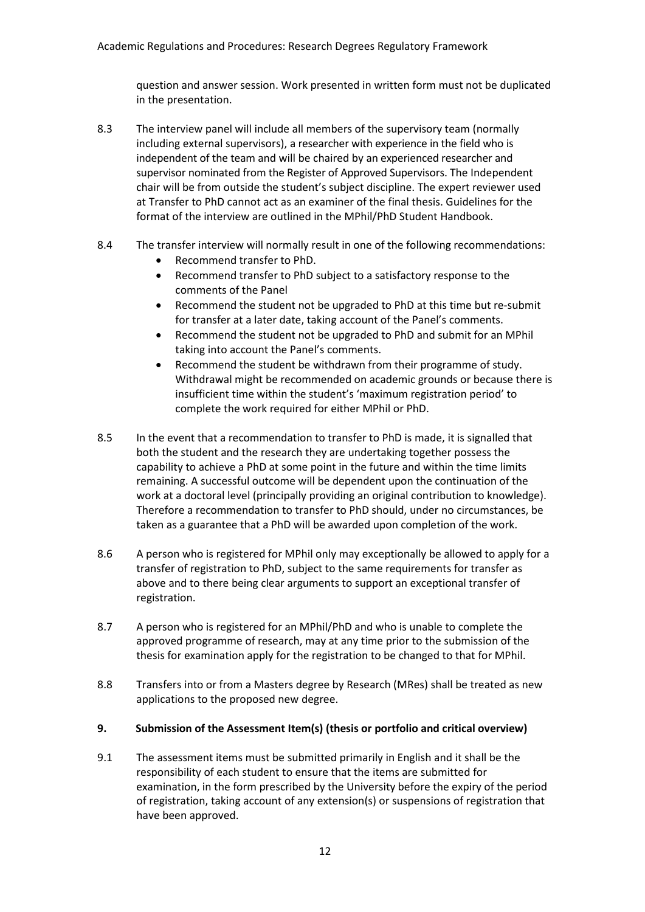question and answer session. Work presented in written form must not be duplicated in the presentation.

8.3 The interview panel will include all members of the supervisory team (normally including external supervisors), a researcher with experience in the field who is independent of the team and will be chaired by an experienced researcher and supervisor nominated from the Register of Approved Supervisors. The Independent chair will be from outside the student's subject discipline. The expert reviewer used at Transfer to PhD cannot act as an examiner of the final thesis. Guidelines for the format of the interview are outlined in the MPhil/PhD Student Handbook.

8.4 The transfer interview will normally result in one of the following recommendations:

- Recommend transfer to PhD.
- Recommend transfer to PhD subject to a satisfactory response to the comments of the Panel
- Recommend the student not be upgraded to PhD at this time but re-submit for transfer at a later date, taking account of the Panel's comments.
- Recommend the student not be upgraded to PhD and submit for an MPhil taking into account the Panel's comments.
- Recommend the student be withdrawn from their programme of study. Withdrawal might be recommended on academic grounds or because there is insufficient time within the student's 'maximum registration period' to complete the work required for either MPhil or PhD.

8.5 In the event that a recommendation to transfer to PhD is made, it is signalled that both the student and the research they are undertaking together possess the capability to achieve a PhD at some point in the future and within the time limits remaining. A successful outcome will be dependent upon the continuation of the work at a doctoral level (principally providing an original contribution to knowledge). Therefore a recommendation to transfer to PhD should, under no circumstances, be taken as a guarantee that a PhD will be awarded upon completion of the work.

8.6 A person who is registered for MPhil only may exceptionally be allowed to apply for a transfer of registration to PhD, subject to the same requirements for transfer as above and to there being clear arguments to support an exceptional transfer of registration.

8.7 A person who is registered for an MPhil/PhD and who is unable to complete the approved programme of research, may at any time prior to the submission of the thesis for examination apply for the registration to be changed to that for MPhil.

8.8 Transfers into or from a Masters degree by Research (MRes) shall be treated as new applications to the proposed new degree.

## 9. Submission of the Assessment Item(s) (thesis or portfolio and critical overview)

9.1 The assessment items must be submitted primarily in English and it shall be the responsibility of each student to ensure that the items are submitted for examination, in the form prescribed by the University before the expiry of the period of registration, taking account of any extension(s) or suspensions of registration that have been approved.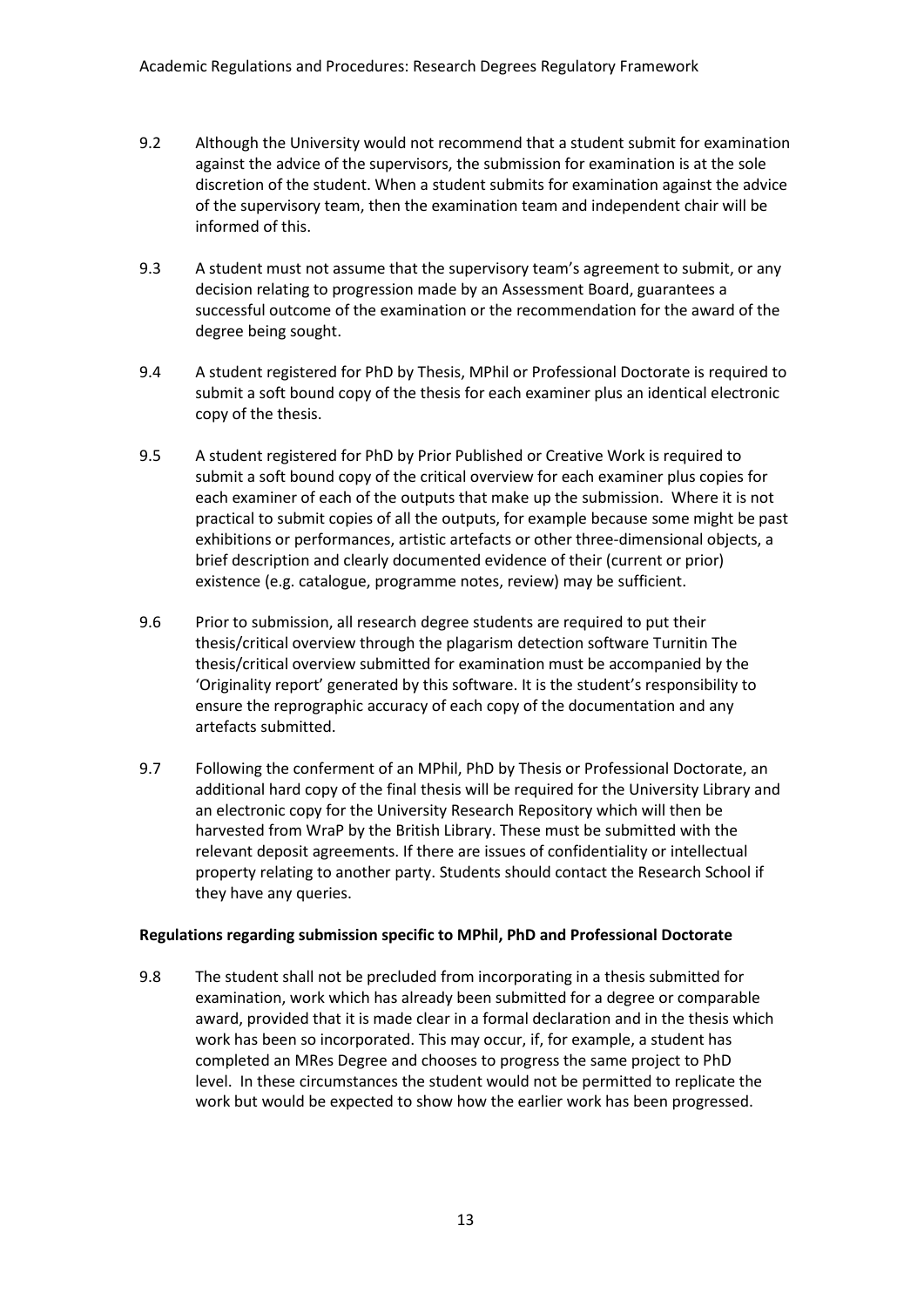9.2 Although the University would not recommend that a student submit for examination against the advice of the supervisors, the submission for examination is at the sole discretion of the student. When a student submits for examination against the advice of the supervisory team, then the examination team and independent chair will be informed of this.

9.3 A student must not assume that the supervisory team's agreement to submit, or any decision relating to progression made by an Assessment Board, guarantees a successful outcome of the examination or the recommendation for the award of the degree being sought.

9.4 A student registered for PhD by Thesis, MPhil or Professional Doctorate is required to submit a soft bound copy of the thesis for each examiner plus an identical electronic copy of the thesis.

9.5 A student registered for PhD by Prior Published or Creative Work is required to submit a soft bound copy of the critical overview for each examiner plus copies for each examiner of each of the outputs that make up the submission. Where it is not practical to submit copies of all the outputs, for example because some might be past exhibitions or performances, artistic artefacts or other three-dimensional objects, a brief description and clearly documented evidence of their (current or prior) existence (e.g. catalogue, programme notes, review) may be sufficient.

9.6 Prior to submission, all research degree students are required to put their thesis/critical overview through the plagarism detection software Turnitin The thesis/critical overview submitted for examination must be accompanied by the 'Originality report' generated by this software. It is the student's responsibility to ensure the reprographic accuracy of each copy of the documentation and any artefacts submitted.

9.7 Following the conferment of an MPhil, PhD by Thesis or Professional Doctorate, an additional hard copy of the final thesis will be required for the University Library and an electronic copy for the University Research Repository which will then be harvested from WraP by the British Library. These must be submitted with the relevant deposit agreements. If there are issues of confidentiality or intellectual property relating to another party. Students should contact the Research School if they have any queries.

**Regulations regarding submission specific to MPhil, PhD and Professional Doctorate**

9.8 The student shall not be precluded from incorporating in a thesis submitted for examination, work which has already been submitted for a degree or comparable award, provided that it is made clear in a formal declaration and in the thesis which work has been so incorporated. This may occur, if, for example, a student has completed an MRes Degree and chooses to progress the same project to PhD level. In these circumstances the student would not be permitted to replicate the work but would be expected to show how the earlier work has been progressed.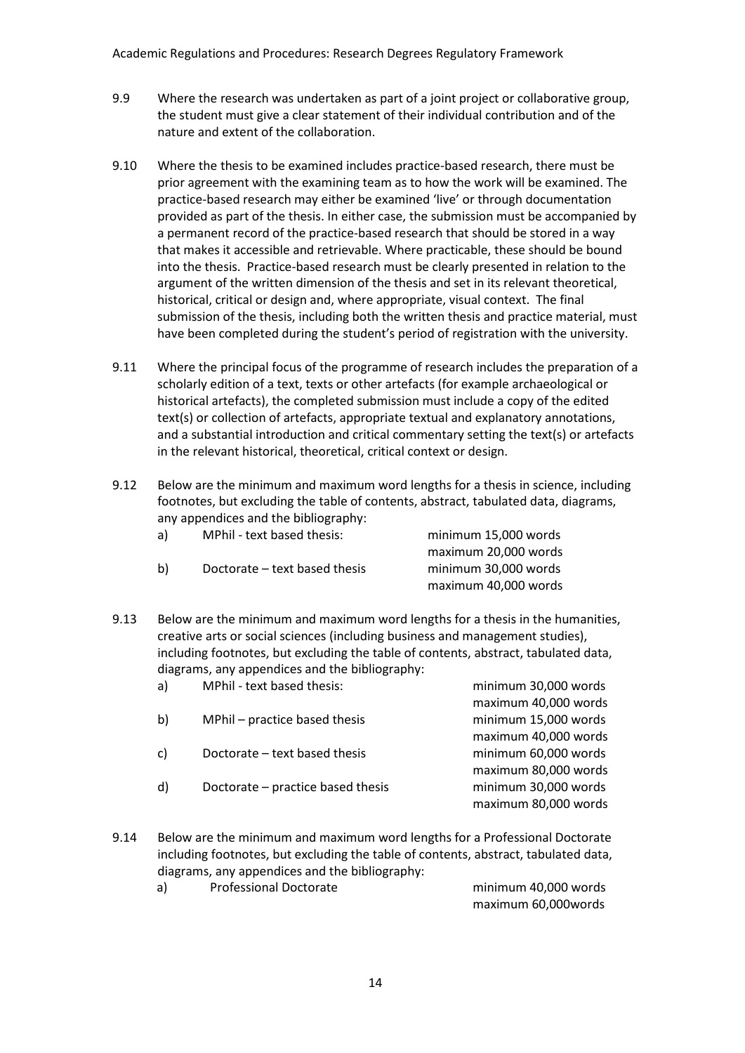9.9 Where the research was undertaken as part of a joint project or collaborative group, the student must give a clear statement of their individual contribution and of the nature and extent of the collaboration.

9.10 Where the thesis to be examined includes practice-based research, there must be prior agreement with the examining team as to how the work will be examined. The practice-based research may either be examined 'live' or through documentation provided as part of the thesis. In either case, the submission must be accompanied by a permanent record of the practice-based research that should be stored in a way that makes it accessible and retrievable. Where practicable, these should be bound into the thesis. Practice-based research must be clearly presented in relation to the argument of the written dimension of the thesis and set in its relevant theoretical, historical, critical or design and, where appropriate, visual context. The final submission of the thesis, including both the written thesis and practice material, must have been completed during the student's period of registration with the university.

9.11 Where the principal focus of the programme of research includes the preparation of a scholarly edition of a text, texts or other artefacts (for example archaeological or historical artefacts), the completed submission must include a copy of the edited text(s) or collection of artefacts, appropriate textual and explanatory annotations, and a substantial introduction and critical commentary setting the text(s) or artefacts in the relevant historical, theoretical, critical context or design.

9.12 Below are the minimum and maximum word lengths for a thesis in science, including footnotes, but excluding the table of contents, abstract, tabulated data, diagrams, any appendices and the bibliography:

| | | |
|---|---|---|
| a) | MPhil - text based thesis: | minimum 15,000 words<br>maximum 20,000 words |
| b) | Doctorate – text based thesis | minimum 30,000 words<br>maximum 40,000 words |

9.13 Below are the minimum and maximum word lengths for a thesis in the humanities, creative arts or social sciences (including business and management studies), including footnotes, but excluding the table of contents, abstract, tabulated data, diagrams, any appendices and the bibliography:

| | | |
|---|---|---|
| a) | MPhil - text based thesis: | minimum 30,000 words<br>maximum 40,000 words |
| b) | MPhil – practice based thesis | minimum 15,000 words<br>maximum 40,000 words |
| c) | Doctorate – text based thesis | minimum 60,000 words<br>maximum 80,000 words |
| d) | Doctorate – practice based thesis | minimum 30,000 words<br>maximum 80,000 words |

9.14 Below are the minimum and maximum word lengths for a Professional Doctorate including footnotes, but excluding the table of contents, abstract, tabulated data, diagrams, any appendices and the bibliography:

| | | |
|---|---|---|
| a) | Professional Doctorate | minimum 40,000 words<br>maximum 60,000words |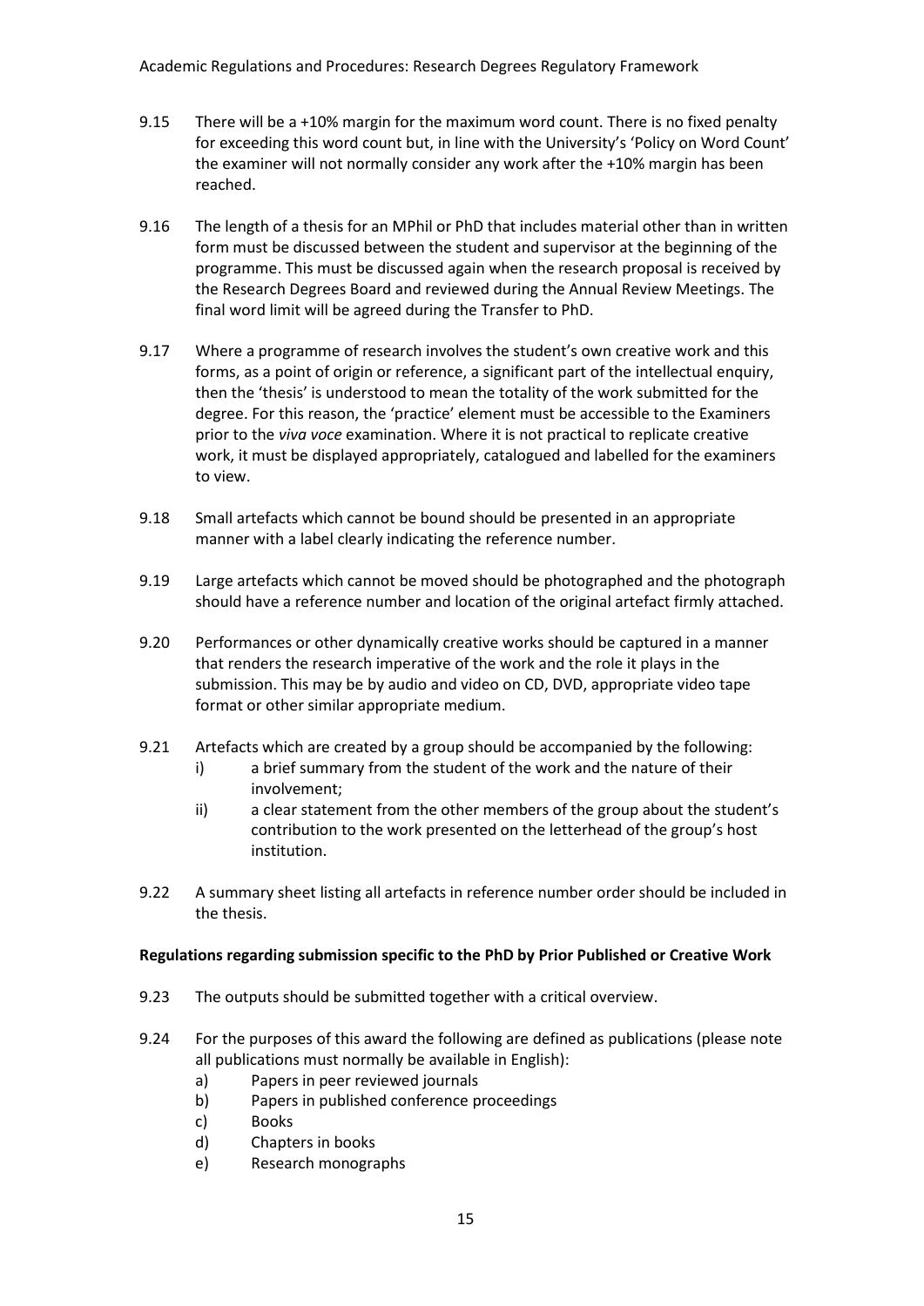9.15 There will be a +10% margin for the maximum word count. There is no fixed penalty for exceeding this word count but, in line with the University's 'Policy on Word Count' the examiner will not normally consider any work after the +10% margin has been reached.

9.16 The length of a thesis for an MPhil or PhD that includes material other than in written form must be discussed between the student and supervisor at the beginning of the programme. This must be discussed again when the research proposal is received by the Research Degrees Board and reviewed during the Annual Review Meetings. The final word limit will be agreed during the Transfer to PhD.

9.17 Where a programme of research involves the student's own creative work and this forms, as a point of origin or reference, a significant part of the intellectual enquiry, then the 'thesis' is understood to mean the totality of the work submitted for the degree. For this reason, the 'practice' element must be accessible to the Examiners prior to the *viva voce* examination. Where it is not practical to replicate creative work, it must be displayed appropriately, catalogued and labelled for the examiners to view.

9.18 Small artefacts which cannot be bound should be presented in an appropriate manner with a label clearly indicating the reference number.

9.19 Large artefacts which cannot be moved should be photographed and the photograph should have a reference number and location of the original artefact firmly attached.

9.20 Performances or other dynamically creative works should be captured in a manner that renders the research imperative of the work and the role it plays in the submission. This may be by audio and video on CD, DVD, appropriate video tape format or other similar appropriate medium.

9.21 Artefacts which are created by a group should be accompanied by the following:
- i) a brief summary from the student of the work and the nature of their involvement;
- ii) a clear statement from the other members of the group about the student's contribution to the work presented on the letterhead of the group's host institution.

9.22 A summary sheet listing all artefacts in reference number order should be included in the thesis.

**Regulations regarding submission specific to the PhD by Prior Published or Creative Work**

9.23 The outputs should be submitted together with a critical overview.

9.24 For the purposes of this award the following are defined as publications (please note all publications must normally be available in English):
- a) Papers in peer reviewed journals
- b) Papers in published conference proceedings
- c) Books
- d) Chapters in books
- e) Research monographs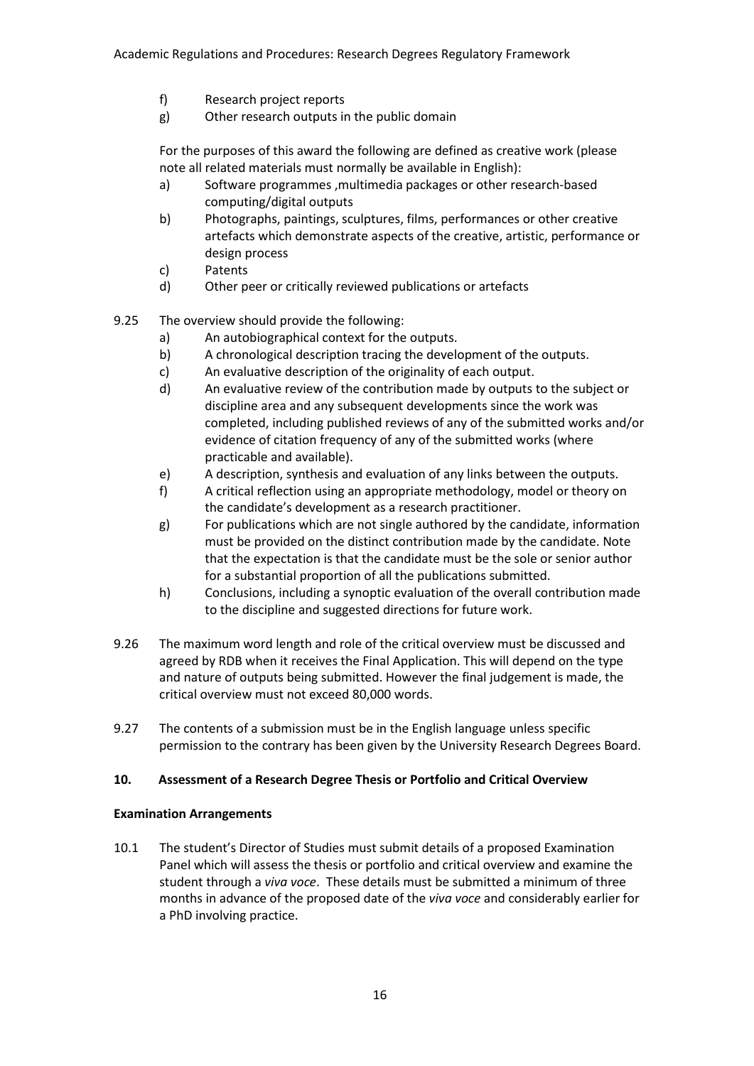f) Research project reports
g) Other research outputs in the public domain

For the purposes of this award the following are defined as creative work (please note all related materials must normally be available in English):

a) Software programmes ,multimedia packages or other research-based computing/digital outputs
b) Photographs, paintings, sculptures, films, performances or other creative artefacts which demonstrate aspects of the creative, artistic, performance or design process
c) Patents
d) Other peer or critically reviewed publications or artefacts

9.25 The overview should provide the following:

a) An autobiographical context for the outputs.
b) A chronological description tracing the development of the outputs.
c) An evaluative description of the originality of each output.
d) An evaluative review of the contribution made by outputs to the subject or discipline area and any subsequent developments since the work was completed, including published reviews of any of the submitted works and/or evidence of citation frequency of any of the submitted works (where practicable and available).
e) A description, synthesis and evaluation of any links between the outputs.
f) A critical reflection using an appropriate methodology, model or theory on the candidate's development as a research practitioner.
g) For publications which are not single authored by the candidate, information must be provided on the distinct contribution made by the candidate. Note that the expectation is that the candidate must be the sole or senior author for a substantial proportion of all the publications submitted.
h) Conclusions, including a synoptic evaluation of the overall contribution made to the discipline and suggested directions for future work.

9.26 The maximum word length and role of the critical overview must be discussed and agreed by RDB when it receives the Final Application. This will depend on the type and nature of outputs being submitted. However the final judgement is made, the critical overview must not exceed 80,000 words.

9.27 The contents of a submission must be in the English language unless specific permission to the contrary has been given by the University Research Degrees Board.

## 10. Assessment of a Research Degree Thesis or Portfolio and Critical Overview

### Examination Arrangements

10.1 The student's Director of Studies must submit details of a proposed Examination Panel which will assess the thesis or portfolio and critical overview and examine the student through a *viva voce*. These details must be submitted a minimum of three months in advance of the proposed date of the *viva voce* and considerably earlier for a PhD involving practice.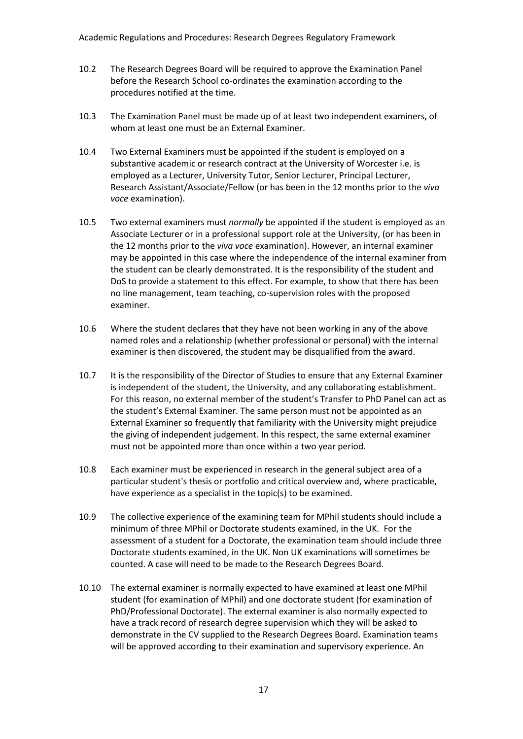10.2 The Research Degrees Board will be required to approve the Examination Panel before the Research School co-ordinates the examination according to the procedures notified at the time.

10.3 The Examination Panel must be made up of at least two independent examiners, of whom at least one must be an External Examiner.

10.4 Two External Examiners must be appointed if the student is employed on a substantive academic or research contract at the University of Worcester i.e. is employed as a Lecturer, University Tutor, Senior Lecturer, Principal Lecturer, Research Assistant/Associate/Fellow (or has been in the 12 months prior to the *viva voce* examination).

10.5 Two external examiners must *normally* be appointed if the student is employed as an Associate Lecturer or in a professional support role at the University, (or has been in the 12 months prior to the *viva voce* examination). However, an internal examiner may be appointed in this case where the independence of the internal examiner from the student can be clearly demonstrated. It is the responsibility of the student and DoS to provide a statement to this effect. For example, to show that there has been no line management, team teaching, co-supervision roles with the proposed examiner.

10.6 Where the student declares that they have not been working in any of the above named roles and a relationship (whether professional or personal) with the internal examiner is then discovered, the student may be disqualified from the award.

10.7 It is the responsibility of the Director of Studies to ensure that any External Examiner is independent of the student, the University, and any collaborating establishment. For this reason, no external member of the student's Transfer to PhD Panel can act as the student's External Examiner. The same person must not be appointed as an External Examiner so frequently that familiarity with the University might prejudice the giving of independent judgement. In this respect, the same external examiner must not be appointed more than once within a two year period.

10.8 Each examiner must be experienced in research in the general subject area of a particular student's thesis or portfolio and critical overview and, where practicable, have experience as a specialist in the topic(s) to be examined.

10.9 The collective experience of the examining team for MPhil students should include a minimum of three MPhil or Doctorate students examined, in the UK. For the assessment of a student for a Doctorate, the examination team should include three Doctorate students examined, in the UK. Non UK examinations will sometimes be counted. A case will need to be made to the Research Degrees Board.

10.10 The external examiner is normally expected to have examined at least one MPhil student (for examination of MPhil) and one doctorate student (for examination of PhD/Professional Doctorate). The external examiner is also normally expected to have a track record of research degree supervision which they will be asked to demonstrate in the CV supplied to the Research Degrees Board. Examination teams will be approved according to their examination and supervisory experience. An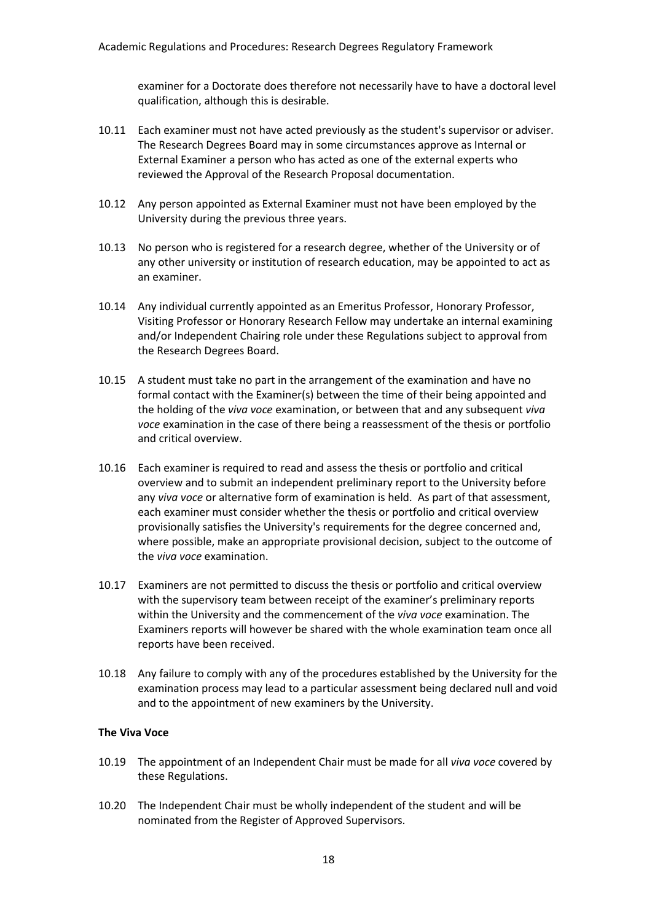examiner for a Doctorate does therefore not necessarily have to have a doctoral level qualification, although this is desirable.

10.11 Each examiner must not have acted previously as the student's supervisor or adviser. The Research Degrees Board may in some circumstances approve as Internal or External Examiner a person who has acted as one of the external experts who reviewed the Approval of the Research Proposal documentation.

10.12 Any person appointed as External Examiner must not have been employed by the University during the previous three years.

10.13 No person who is registered for a research degree, whether of the University or of any other university or institution of research education, may be appointed to act as an examiner.

10.14 Any individual currently appointed as an Emeritus Professor, Honorary Professor, Visiting Professor or Honorary Research Fellow may undertake an internal examining and/or Independent Chairing role under these Regulations subject to approval from the Research Degrees Board.

10.15 A student must take no part in the arrangement of the examination and have no formal contact with the Examiner(s) between the time of their being appointed and the holding of the *viva voce* examination, or between that and any subsequent *viva voce* examination in the case of there being a reassessment of the thesis or portfolio and critical overview.

10.16 Each examiner is required to read and assess the thesis or portfolio and critical overview and to submit an independent preliminary report to the University before any *viva voce* or alternative form of examination is held. As part of that assessment, each examiner must consider whether the thesis or portfolio and critical overview provisionally satisfies the University's requirements for the degree concerned and, where possible, make an appropriate provisional decision, subject to the outcome of the *viva voce* examination.

10.17 Examiners are not permitted to discuss the thesis or portfolio and critical overview with the supervisory team between receipt of the examiner's preliminary reports within the University and the commencement of the *viva voce* examination. The Examiners reports will however be shared with the whole examination team once all reports have been received.

10.18 Any failure to comply with any of the procedures established by the University for the examination process may lead to a particular assessment being declared null and void and to the appointment of new examiners by the University.

**The Viva Voce**

10.19 The appointment of an Independent Chair must be made for all *viva voce* covered by these Regulations.

10.20 The Independent Chair must be wholly independent of the student and will be nominated from the Register of Approved Supervisors.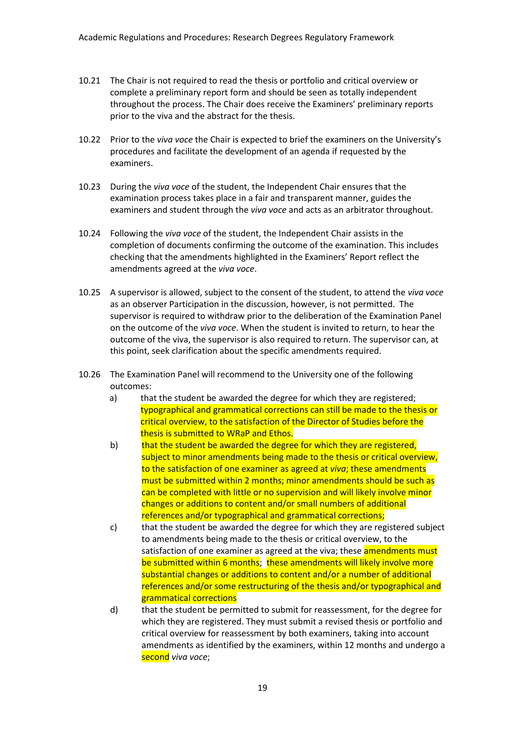10.21 The Chair is not required to read the thesis or portfolio and critical overview or complete a preliminary report form and should be seen as totally independent throughout the process. The Chair does receive the Examiners' preliminary reports prior to the viva and the abstract for the thesis.

10.22 Prior to the *viva voce* the Chair is expected to brief the examiners on the University's procedures and facilitate the development of an agenda if requested by the examiners.

10.23 During the *viva voce* of the student, the Independent Chair ensures that the examination process takes place in a fair and transparent manner, guides the examiners and student through the *viva voce* and acts as an arbitrator throughout.

10.24 Following the *viva voce* of the student, the Independent Chair assists in the completion of documents confirming the outcome of the examination. This includes checking that the amendments highlighted in the Examiners' Report reflect the amendments agreed at the *viva voce*.

10.25 A supervisor is allowed, subject to the consent of the student, to attend the *viva voce* as an observer Participation in the discussion, however, is not permitted. The supervisor is required to withdraw prior to the deliberation of the Examination Panel on the outcome of the *viva voce*. When the student is invited to return, to hear the outcome of the viva, the supervisor is also required to return. The supervisor can, at this point, seek clarification about the specific amendments required.

10.26 The Examination Panel will recommend to the University one of the following outcomes:

a) that the student be awarded the degree for which they are registered; typographical and grammatical corrections can still be made to the thesis or critical overview, to the satisfaction of the Director of Studies before the thesis is submitted to WRaP and Ethos.

b) that the student be awarded the degree for which they are registered, subject to minor amendments being made to the thesis or critical overview, to the satisfaction of one examiner as agreed at *viva*; these amendments must be submitted within 2 months; minor amendments should be such as can be completed with little or no supervision and will likely involve minor changes or additions to content and/or small numbers of additional references and/or typographical and grammatical corrections;

c) that the student be awarded the degree for which they are registered subject to amendments being made to the thesis or critical overview, to the satisfaction of one examiner as agreed at the viva; these amendments must be submitted within 6 months; these amendments will likely involve more substantial changes or additions to content and/or a number of additional references and/or some restructuring of the thesis and/or typographical and grammatical corrections

d) that the student be permitted to submit for reassessment, for the degree for which they are registered. They must submit a revised thesis or portfolio and critical overview for reassessment by both examiners, taking into account amendments as identified by the examiners, within 12 months and undergo a second *viva voce*;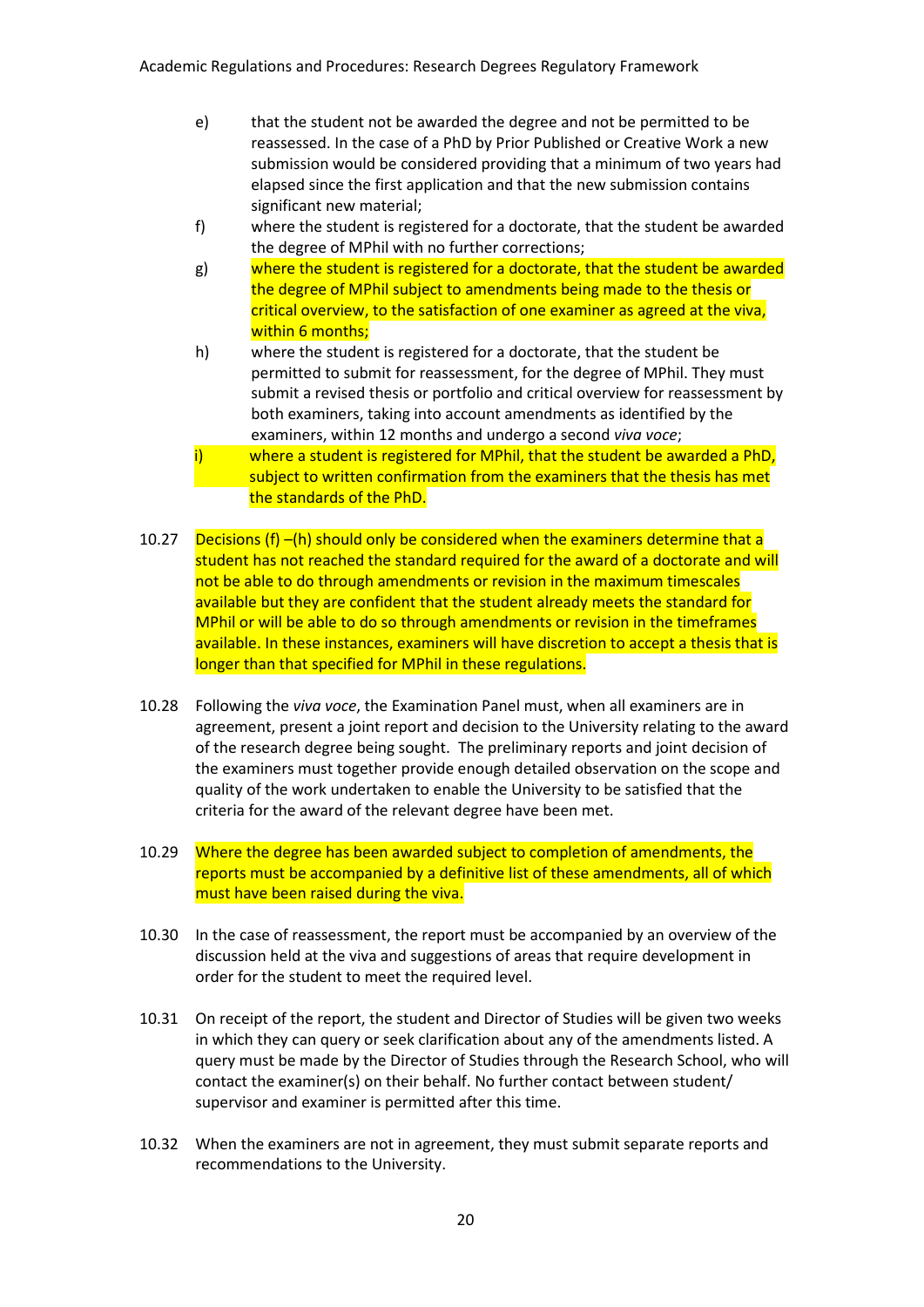e) that the student not be awarded the degree and not be permitted to be reassessed. In the case of a PhD by Prior Published or Creative Work a new submission would be considered providing that a minimum of two years had elapsed since the first application and that the new submission contains significant new material;

f) where the student is registered for a doctorate, that the student be awarded the degree of MPhil with no further corrections;

g) where the student is registered for a doctorate, that the student be awarded the degree of MPhil subject to amendments being made to the thesis or critical overview, to the satisfaction of one examiner as agreed at the viva, within 6 months;

h) where the student is registered for a doctorate, that the student be permitted to submit for reassessment, for the degree of MPhil. They must submit a revised thesis or portfolio and critical overview for reassessment by both examiners, taking into account amendments as identified by the examiners, within 12 months and undergo a second *viva voce*;

i) where a student is registered for MPhil, that the student be awarded a PhD, subject to written confirmation from the examiners that the thesis has met the standards of the PhD.

10.27 Decisions (f) –(h) should only be considered when the examiners determine that a student has not reached the standard required for the award of a doctorate and will not be able to do through amendments or revision in the maximum timescales available but they are confident that the student already meets the standard for MPhil or will be able to do so through amendments or revision in the timeframes available. In these instances, examiners will have discretion to accept a thesis that is longer than that specified for MPhil in these regulations.

10.28 Following the *viva voce*, the Examination Panel must, when all examiners are in agreement, present a joint report and decision to the University relating to the award of the research degree being sought. The preliminary reports and joint decision of the examiners must together provide enough detailed observation on the scope and quality of the work undertaken to enable the University to be satisfied that the criteria for the award of the relevant degree have been met.

10.29 Where the degree has been awarded subject to completion of amendments, the reports must be accompanied by a definitive list of these amendments, all of which must have been raised during the viva.

10.30 In the case of reassessment, the report must be accompanied by an overview of the discussion held at the viva and suggestions of areas that require development in order for the student to meet the required level.

10.31 On receipt of the report, the student and Director of Studies will be given two weeks in which they can query or seek clarification about any of the amendments listed. A query must be made by the Director of Studies through the Research School, who will contact the examiner(s) on their behalf. No further contact between student/ supervisor and examiner is permitted after this time.

10.32 When the examiners are not in agreement, they must submit separate reports and recommendations to the University.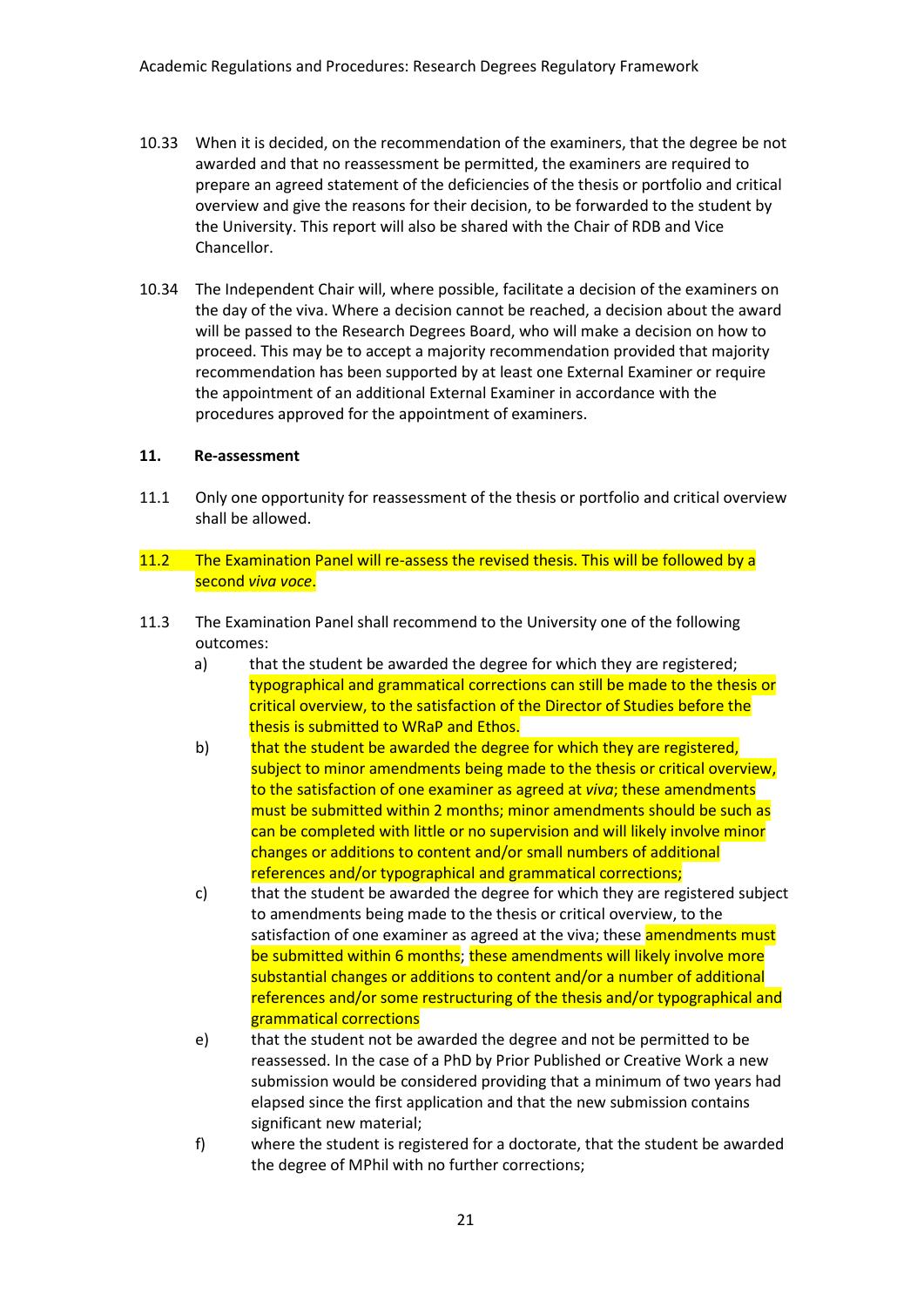10.33 When it is decided, on the recommendation of the examiners, that the degree be not awarded and that no reassessment be permitted, the examiners are required to prepare an agreed statement of the deficiencies of the thesis or portfolio and critical overview and give the reasons for their decision, to be forwarded to the student by the University. This report will also be shared with the Chair of RDB and Vice Chancellor.

10.34 The Independent Chair will, where possible, facilitate a decision of the examiners on the day of the viva. Where a decision cannot be reached, a decision about the award will be passed to the Research Degrees Board, who will make a decision on how to proceed. This may be to accept a majority recommendation provided that majority recommendation has been supported by at least one External Examiner or require the appointment of an additional External Examiner in accordance with the procedures approved for the appointment of examiners.

**11. Re-assessment**

11.1 Only one opportunity for reassessment of the thesis or portfolio and critical overview shall be allowed.

11.2 The Examination Panel will re-assess the revised thesis. This will be followed by a second *viva voce*.

11.3 The Examination Panel shall recommend to the University one of the following outcomes:

a) that the student be awarded the degree for which they are registered; typographical and grammatical corrections can still be made to the thesis or critical overview, to the satisfaction of the Director of Studies before the thesis is submitted to WRaP and Ethos.

b) that the student be awarded the degree for which they are registered, subject to minor amendments being made to the thesis or critical overview, to the satisfaction of one examiner as agreed at *viva*; these amendments must be submitted within 2 months; minor amendments should be such as can be completed with little or no supervision and will likely involve minor changes or additions to content and/or small numbers of additional references and/or typographical and grammatical corrections;

c) that the student be awarded the degree for which they are registered subject to amendments being made to the thesis or critical overview, to the satisfaction of one examiner as agreed at the viva; these amendments must be submitted within 6 months; these amendments will likely involve more substantial changes or additions to content and/or a number of additional references and/or some restructuring of the thesis and/or typographical and grammatical corrections

e) that the student not be awarded the degree and not be permitted to be reassessed. In the case of a PhD by Prior Published or Creative Work a new submission would be considered providing that a minimum of two years had elapsed since the first application and that the new submission contains significant new material;

f) where the student is registered for a doctorate, that the student be awarded the degree of MPhil with no further corrections;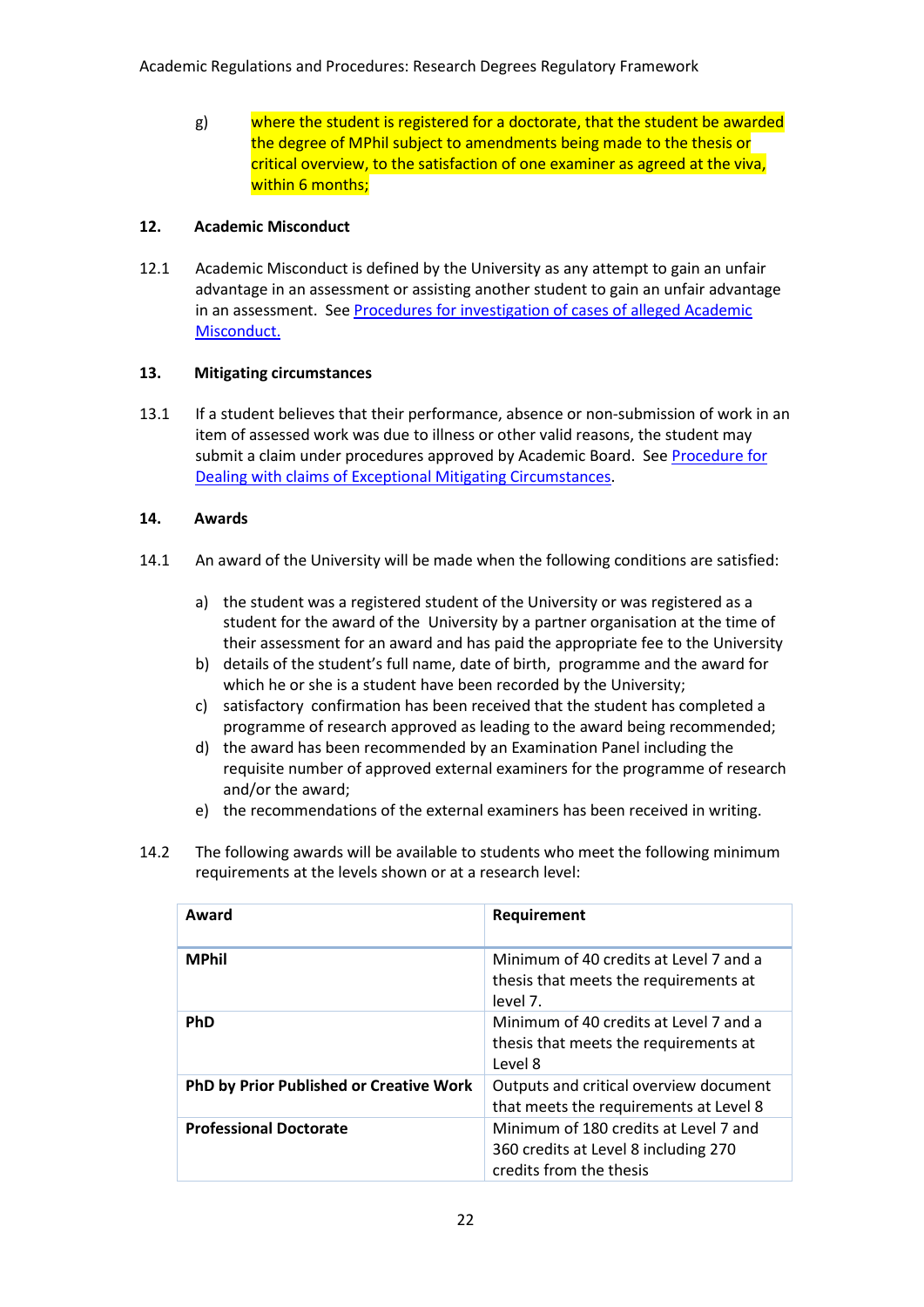g) where the student is registered for a doctorate, that the student be awarded the degree of MPhil subject to amendments being made to the thesis or critical overview, to the satisfaction of one examiner as agreed at the viva, within 6 months;

## 12. Academic Misconduct

12.1 Academic Misconduct is defined by the University as any attempt to gain an unfair advantage in an assessment or assisting another student to gain an unfair advantage in an assessment. See Procedures for investigation of cases of alleged Academic Misconduct.

## 13. Mitigating circumstances

13.1 If a student believes that their performance, absence or non-submission of work in an item of assessed work was due to illness or other valid reasons, the student may submit a claim under procedures approved by Academic Board. See Procedure for Dealing with claims of Exceptional Mitigating Circumstances.

## 14. Awards

14.1 An award of the University will be made when the following conditions are satisfied:

a) the student was a registered student of the University or was registered as a student for the award of the University by a partner organisation at the time of their assessment for an award and has paid the appropriate fee to the University
b) details of the student's full name, date of birth, programme and the award for which he or she is a student have been recorded by the University;
c) satisfactory confirmation has been received that the student has completed a programme of research approved as leading to the award being recommended;
d) the award has been recommended by an Examination Panel including the requisite number of approved external examiners for the programme of research and/or the award;
e) the recommendations of the external examiners has been received in writing.

14.2 The following awards will be available to students who meet the following minimum requirements at the levels shown or at a research level:

| Award | Requirement |
| --- | --- |
| **MPhil** | Minimum of 40 credits at Level 7 and a thesis that meets the requirements at level 7. |
| **PhD** | Minimum of 40 credits at Level 7 and a thesis that meets the requirements at Level 8 |
| **PhD by Prior Published or Creative Work** | Outputs and critical overview document that meets the requirements at Level 8 |
| **Professional Doctorate** | Minimum of 180 credits at Level 7 and 360 credits at Level 8 including 270 credits from the thesis |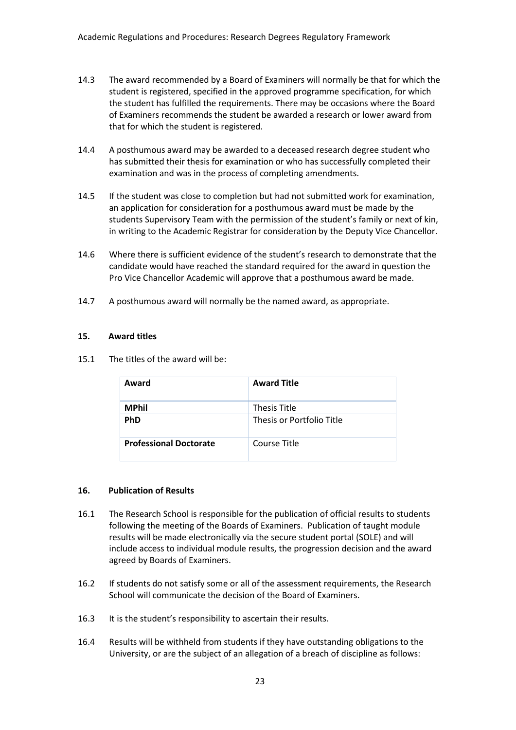14.3 The award recommended by a Board of Examiners will normally be that for which the student is registered, specified in the approved programme specification, for which the student has fulfilled the requirements. There may be occasions where the Board of Examiners recommends the student be awarded a research or lower award from that for which the student is registered.

14.4 A posthumous award may be awarded to a deceased research degree student who has submitted their thesis for examination or who has successfully completed their examination and was in the process of completing amendments.

14.5 If the student was close to completion but had not submitted work for examination, an application for consideration for a posthumous award must be made by the students Supervisory Team with the permission of the student's family or next of kin, in writing to the Academic Registrar for consideration by the Deputy Vice Chancellor.

14.6 Where there is sufficient evidence of the student's research to demonstrate that the candidate would have reached the standard required for the award in question the Pro Vice Chancellor Academic will approve that a posthumous award be made.

14.7 A posthumous award will normally be the named award, as appropriate.

## 15. Award titles

15.1 The titles of the award will be:

| Award | Award Title |
|---|---|
| **MPhil** | Thesis Title |
| **PhD** | Thesis or Portfolio Title |
| **Professional Doctorate** | Course Title |

## 16. Publication of Results

16.1 The Research School is responsible for the publication of official results to students following the meeting of the Boards of Examiners. Publication of taught module results will be made electronically via the secure student portal (SOLE) and will include access to individual module results, the progression decision and the award agreed by Boards of Examiners.

16.2 If students do not satisfy some or all of the assessment requirements, the Research School will communicate the decision of the Board of Examiners.

16.3 It is the student's responsibility to ascertain their results.

16.4 Results will be withheld from students if they have outstanding obligations to the University, or are the subject of an allegation of a breach of discipline as follows: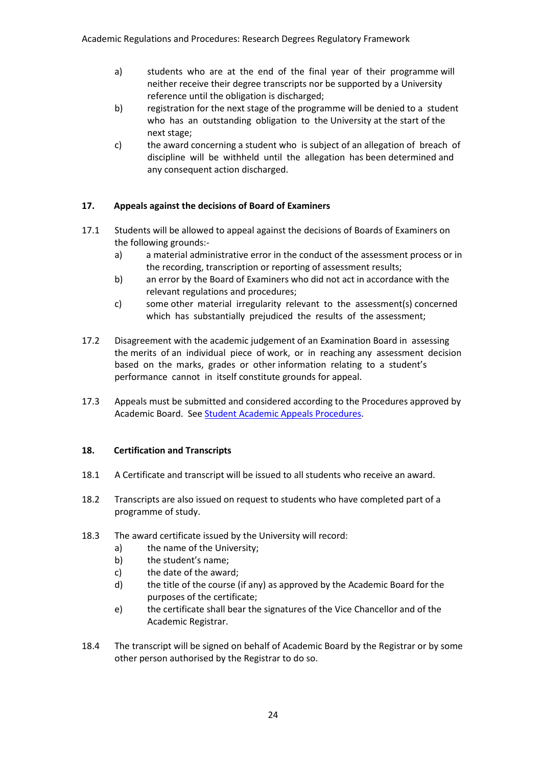a) students who are at the end of the final year of their programme will neither receive their degree transcripts nor be supported by a University reference until the obligation is discharged;

b) registration for the next stage of the programme will be denied to a student who has an outstanding obligation to the University at the start of the next stage;

c) the award concerning a student who is subject of an allegation of breach of discipline will be withheld until the allegation has been determined and any consequent action discharged.

## 17. Appeals against the decisions of Board of Examiners

17.1 Students will be allowed to appeal against the decisions of Boards of Examiners on the following grounds:-

a) a material administrative error in the conduct of the assessment process or in the recording, transcription or reporting of assessment results;

b) an error by the Board of Examiners who did not act in accordance with the relevant regulations and procedures;

c) some other material irregularity relevant to the assessment(s) concerned which has substantially prejudiced the results of the assessment;

17.2 Disagreement with the academic judgement of an Examination Board in assessing the merits of an individual piece of work, or in reaching any assessment decision based on the marks, grades or other information relating to a student's performance cannot in itself constitute grounds for appeal.

17.3 Appeals must be submitted and considered according to the Procedures approved by Academic Board. See Student Academic Appeals Procedures.

## 18. Certification and Transcripts

18.1 A Certificate and transcript will be issued to all students who receive an award.

18.2 Transcripts are also issued on request to students who have completed part of a programme of study.

18.3 The award certificate issued by the University will record:

a) the name of the University;

b) the student's name;

c) the date of the award;

d) the title of the course (if any) as approved by the Academic Board for the purposes of the certificate;

e) the certificate shall bear the signatures of the Vice Chancellor and of the Academic Registrar.

18.4 The transcript will be signed on behalf of Academic Board by the Registrar or by some other person authorised by the Registrar to do so.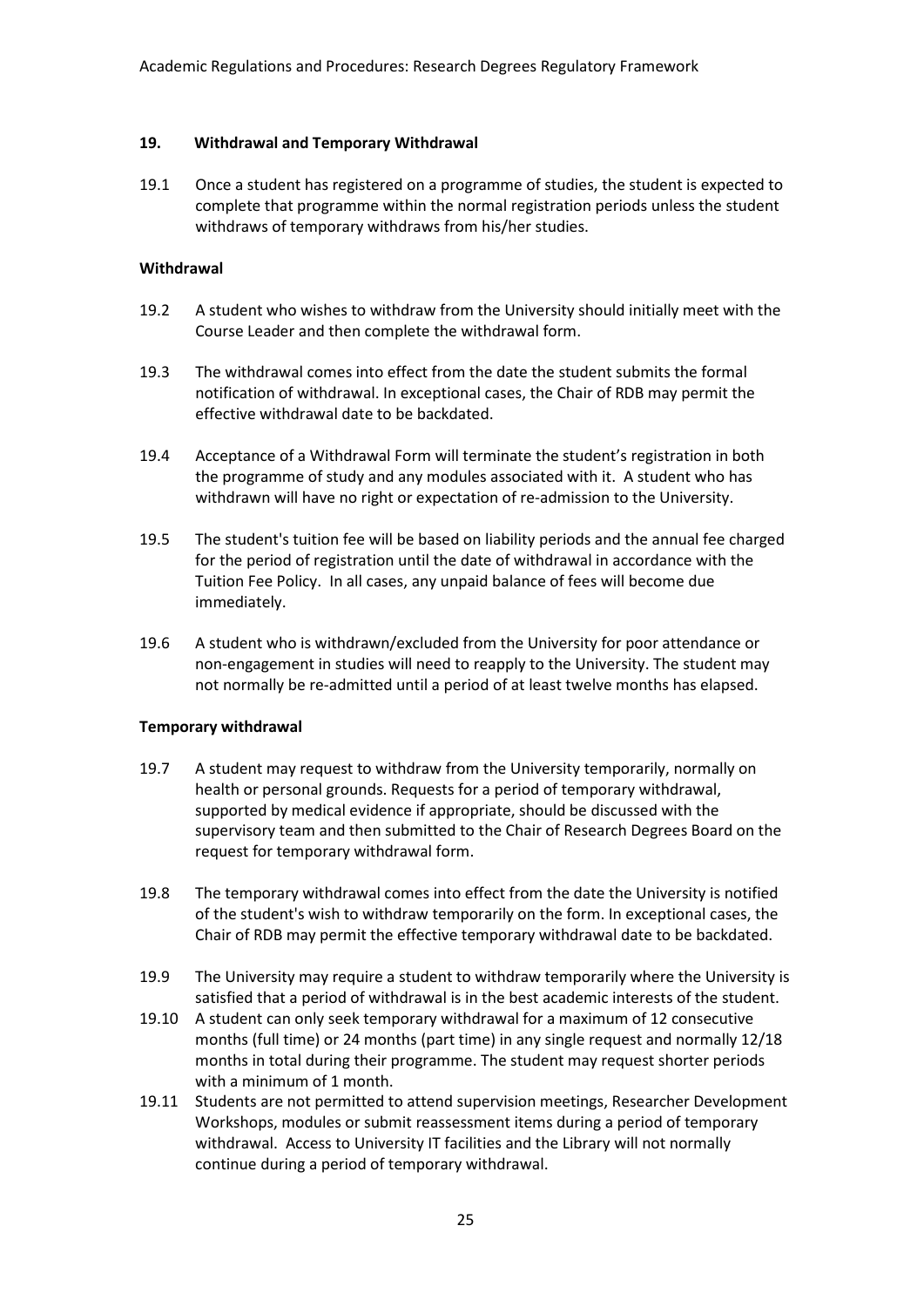## 19. Withdrawal and Temporary Withdrawal

19.1 Once a student has registered on a programme of studies, the student is expected to complete that programme within the normal registration periods unless the student withdraws of temporary withdraws from his/her studies.

### Withdrawal

19.2 A student who wishes to withdraw from the University should initially meet with the Course Leader and then complete the withdrawal form.

19.3 The withdrawal comes into effect from the date the student submits the formal notification of withdrawal. In exceptional cases, the Chair of RDB may permit the effective withdrawal date to be backdated.

19.4 Acceptance of a Withdrawal Form will terminate the student's registration in both the programme of study and any modules associated with it. A student who has withdrawn will have no right or expectation of re-admission to the University.

19.5 The student's tuition fee will be based on liability periods and the annual fee charged for the period of registration until the date of withdrawal in accordance with the Tuition Fee Policy. In all cases, any unpaid balance of fees will become due immediately.

19.6 A student who is withdrawn/excluded from the University for poor attendance or non-engagement in studies will need to reapply to the University. The student may not normally be re-admitted until a period of at least twelve months has elapsed.

### Temporary withdrawal

19.7 A student may request to withdraw from the University temporarily, normally on health or personal grounds. Requests for a period of temporary withdrawal, supported by medical evidence if appropriate, should be discussed with the supervisory team and then submitted to the Chair of Research Degrees Board on the request for temporary withdrawal form.

19.8 The temporary withdrawal comes into effect from the date the University is notified of the student's wish to withdraw temporarily on the form. In exceptional cases, the Chair of RDB may permit the effective temporary withdrawal date to be backdated.

19.9 The University may require a student to withdraw temporarily where the University is satisfied that a period of withdrawal is in the best academic interests of the student.

19.10 A student can only seek temporary withdrawal for a maximum of 12 consecutive months (full time) or 24 months (part time) in any single request and normally 12/18 months in total during their programme. The student may request shorter periods with a minimum of 1 month.

19.11 Students are not permitted to attend supervision meetings, Researcher Development Workshops, modules or submit reassessment items during a period of temporary withdrawal. Access to University IT facilities and the Library will not normally continue during a period of temporary withdrawal.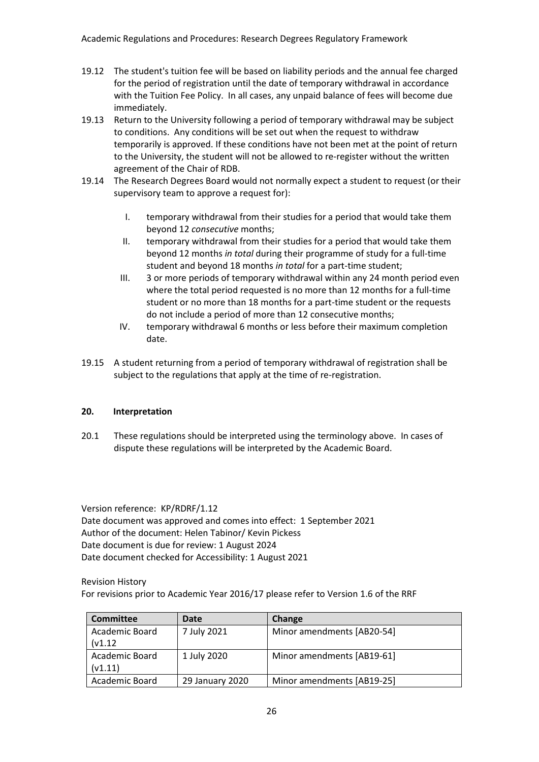19.12 The student's tuition fee will be based on liability periods and the annual fee charged for the period of registration until the date of temporary withdrawal in accordance with the Tuition Fee Policy. In all cases, any unpaid balance of fees will become due immediately.

19.13 Return to the University following a period of temporary withdrawal may be subject to conditions. Any conditions will be set out when the request to withdraw temporarily is approved. If these conditions have not been met at the point of return to the University, the student will not be allowed to re-register without the written agreement of the Chair of RDB.

19.14 The Research Degrees Board would not normally expect a student to request (or their supervisory team to approve a request for):

I. temporary withdrawal from their studies for a period that would take them beyond 12 *consecutive* months;

II. temporary withdrawal from their studies for a period that would take them beyond 12 months *in total* during their programme of study for a full-time student and beyond 18 months *in total* for a part-time student;

III. 3 or more periods of temporary withdrawal within any 24 month period even where the total period requested is no more than 12 months for a full-time student or no more than 18 months for a part-time student or the requests do not include a period of more than 12 consecutive months;

IV. temporary withdrawal 6 months or less before their maximum completion date.

19.15 A student returning from a period of temporary withdrawal of registration shall be subject to the regulations that apply at the time of re-registration.

## 20. Interpretation

20.1 These regulations should be interpreted using the terminology above. In cases of dispute these regulations will be interpreted by the Academic Board.

Version reference: KP/RDRF/1.12
Date document was approved and comes into effect: 1 September 2021
Author of the document: Helen Tabinor/ Kevin Pickess
Date document is due for review: 1 August 2024
Date document checked for Accessibility: 1 August 2021

Revision History
For revisions prior to Academic Year 2016/17 please refer to Version 1.6 of the RRF

| Committee | Date | Change |
|---|---|---|
| Academic Board (v1.12 | 7 July 2021 | Minor amendments [AB20-54] |
| Academic Board (v1.11) | 1 July 2020 | Minor amendments [AB19-61] |
| Academic Board | 29 January 2020 | Minor amendments [AB19-25] |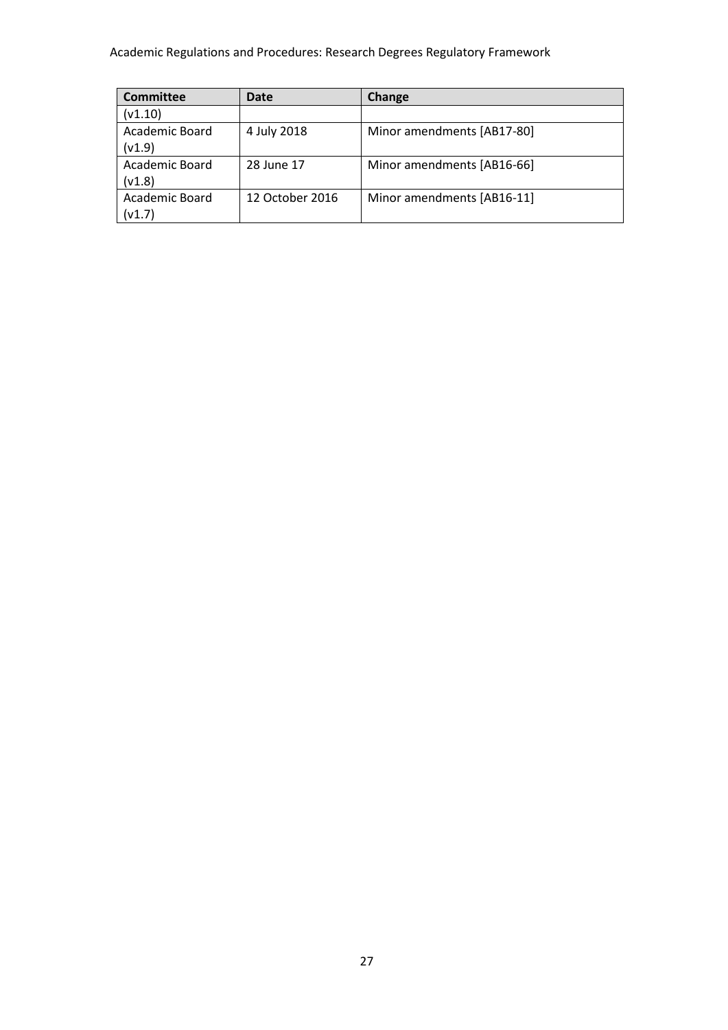| Committee | Date | Change |
|---|---|---|
| (v1.10) | | |
| Academic Board (v1.9) | 4 July 2018 | Minor amendments [AB17-80] |
| Academic Board (v1.8) | 28 June 17 | Minor amendments [AB16-66] |
| Academic Board (v1.7) | 12 October 2016 | Minor amendments [AB16-11] |